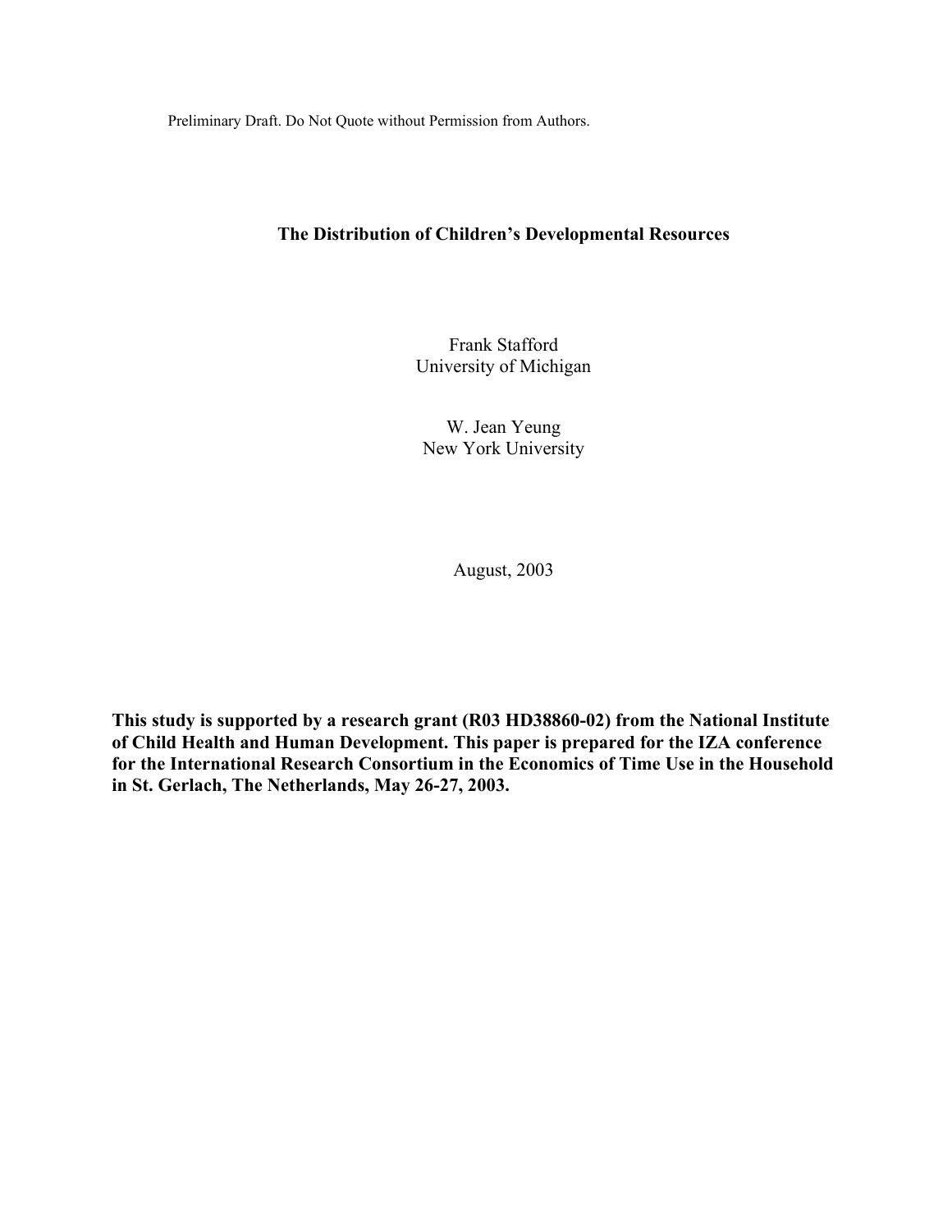Preliminary Draft. Do Not Quote without Permission from Authors.

# The Distribution of Children's Developmental Resources

Frank Stafford
University of Michigan

W. Jean Yeung
New York University

August, 2003

**This study is supported by a research grant (R03 HD38860-02) from the National Institute of Child Health and Human Development. This paper is prepared for the IZA conference for the International Research Consortium in the Economics of Time Use in the Household in St. Gerlach, The Netherlands, May 26-27, 2003.**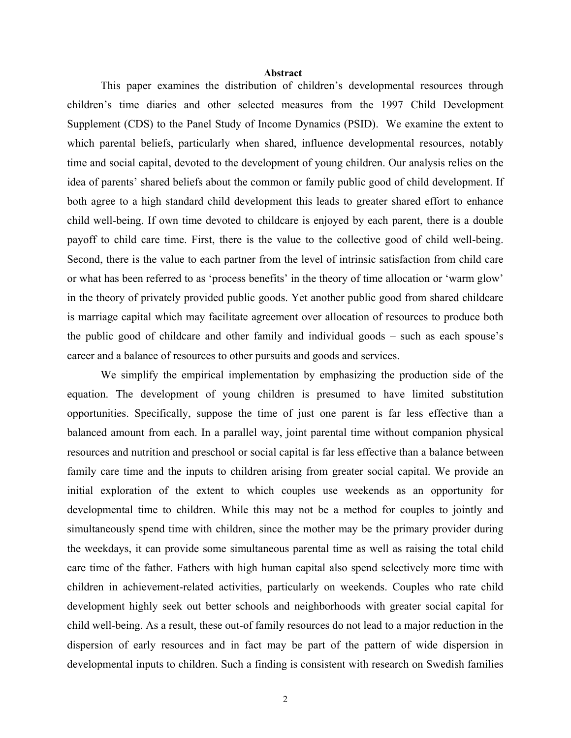**Abstract**

This paper examines the distribution of children's developmental resources through children's time diaries and other selected measures from the 1997 Child Development Supplement (CDS) to the Panel Study of Income Dynamics (PSID). We examine the extent to which parental beliefs, particularly when shared, influence developmental resources, notably time and social capital, devoted to the development of young children. Our analysis relies on the idea of parents' shared beliefs about the common or family public good of child development. If both agree to a high standard child development this leads to greater shared effort to enhance child well-being. If own time devoted to childcare is enjoyed by each parent, there is a double payoff to child care time. First, there is the value to the collective good of child well-being. Second, there is the value to each partner from the level of intrinsic satisfaction from child care or what has been referred to as 'process benefits' in the theory of time allocation or 'warm glow' in the theory of privately provided public goods. Yet another public good from shared childcare is marriage capital which may facilitate agreement over allocation of resources to produce both the public good of childcare and other family and individual goods – such as each spouse's career and a balance of resources to other pursuits and goods and services.

We simplify the empirical implementation by emphasizing the production side of the equation. The development of young children is presumed to have limited substitution opportunities. Specifically, suppose the time of just one parent is far less effective than a balanced amount from each. In a parallel way, joint parental time without companion physical resources and nutrition and preschool or social capital is far less effective than a balance between family care time and the inputs to children arising from greater social capital. We provide an initial exploration of the extent to which couples use weekends as an opportunity for developmental time to children. While this may not be a method for couples to jointly and simultaneously spend time with children, since the mother may be the primary provider during the weekdays, it can provide some simultaneous parental time as well as raising the total child care time of the father. Fathers with high human capital also spend selectively more time with children in achievement-related activities, particularly on weekends. Couples who rate child development highly seek out better schools and neighborhoods with greater social capital for child well-being. As a result, these out-of family resources do not lead to a major reduction in the dispersion of early resources and in fact may be part of the pattern of wide dispersion in developmental inputs to children. Such a finding is consistent with research on Swedish families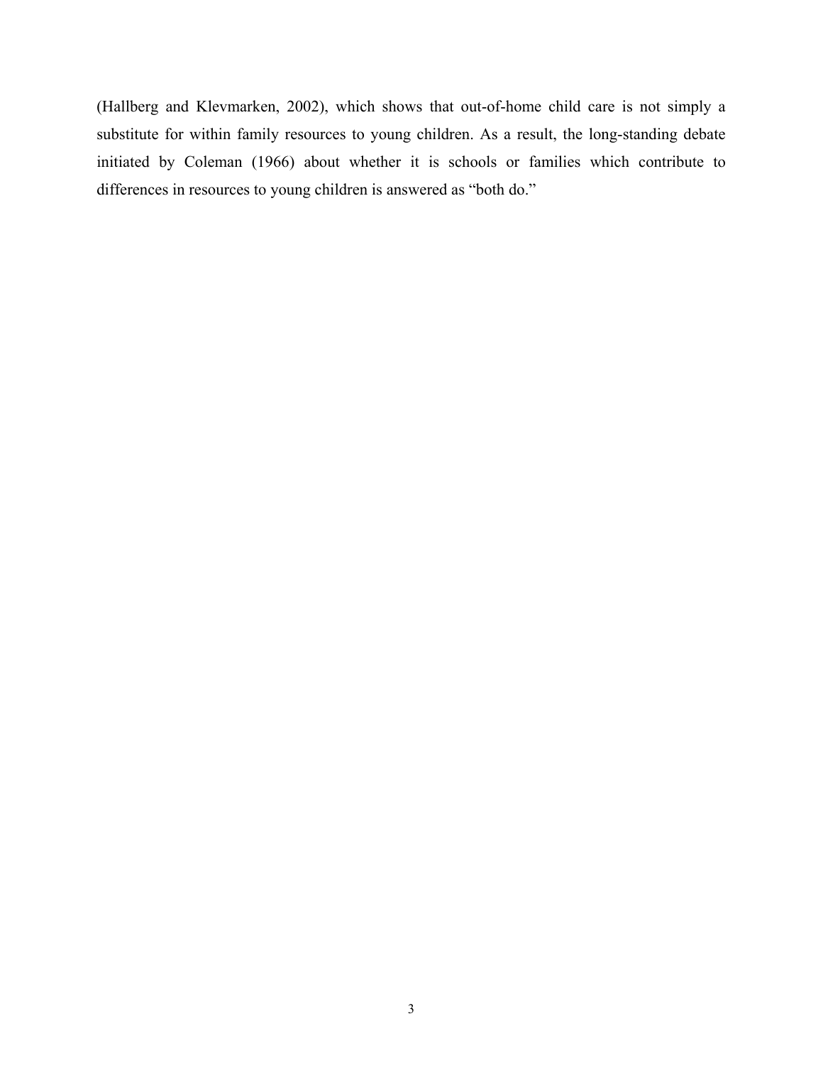(Hallberg and Klevmarken, 2002), which shows that out-of-home child care is not simply a substitute for within family resources to young children. As a result, the long-standing debate initiated by Coleman (1966) about whether it is schools or families which contribute to differences in resources to young children is answered as "both do."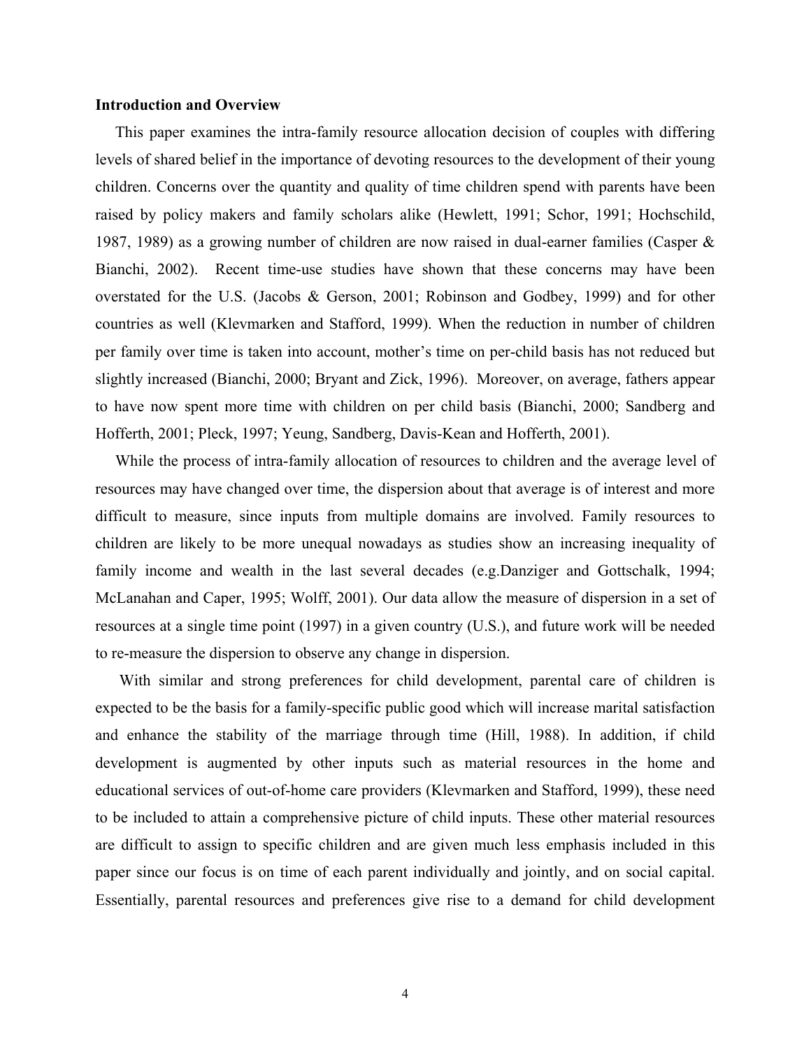**Introduction and Overview**

This paper examines the intra-family resource allocation decision of couples with differing levels of shared belief in the importance of devoting resources to the development of their young children. Concerns over the quantity and quality of time children spend with parents have been raised by policy makers and family scholars alike (Hewlett, 1991; Schor, 1991; Hochschild, 1987, 1989) as a growing number of children are now raised in dual-earner families (Casper & Bianchi, 2002). Recent time-use studies have shown that these concerns may have been overstated for the U.S. (Jacobs & Gerson, 2001; Robinson and Godbey, 1999) and for other countries as well (Klevmarken and Stafford, 1999). When the reduction in number of children per family over time is taken into account, mother's time on per-child basis has not reduced but slightly increased (Bianchi, 2000; Bryant and Zick, 1996). Moreover, on average, fathers appear to have now spent more time with children on per child basis (Bianchi, 2000; Sandberg and Hofferth, 2001; Pleck, 1997; Yeung, Sandberg, Davis-Kean and Hofferth, 2001).

While the process of intra-family allocation of resources to children and the average level of resources may have changed over time, the dispersion about that average is of interest and more difficult to measure, since inputs from multiple domains are involved. Family resources to children are likely to be more unequal nowadays as studies show an increasing inequality of family income and wealth in the last several decades (e.g.Danziger and Gottschalk, 1994; McLanahan and Caper, 1995; Wolff, 2001). Our data allow the measure of dispersion in a set of resources at a single time point (1997) in a given country (U.S.), and future work will be needed to re-measure the dispersion to observe any change in dispersion.

With similar and strong preferences for child development, parental care of children is expected to be the basis for a family-specific public good which will increase marital satisfaction and enhance the stability of the marriage through time (Hill, 1988). In addition, if child development is augmented by other inputs such as material resources in the home and educational services of out-of-home care providers (Klevmarken and Stafford, 1999), these need to be included to attain a comprehensive picture of child inputs. These other material resources are difficult to assign to specific children and are given much less emphasis included in this paper since our focus is on time of each parent individually and jointly, and on social capital. Essentially, parental resources and preferences give rise to a demand for child development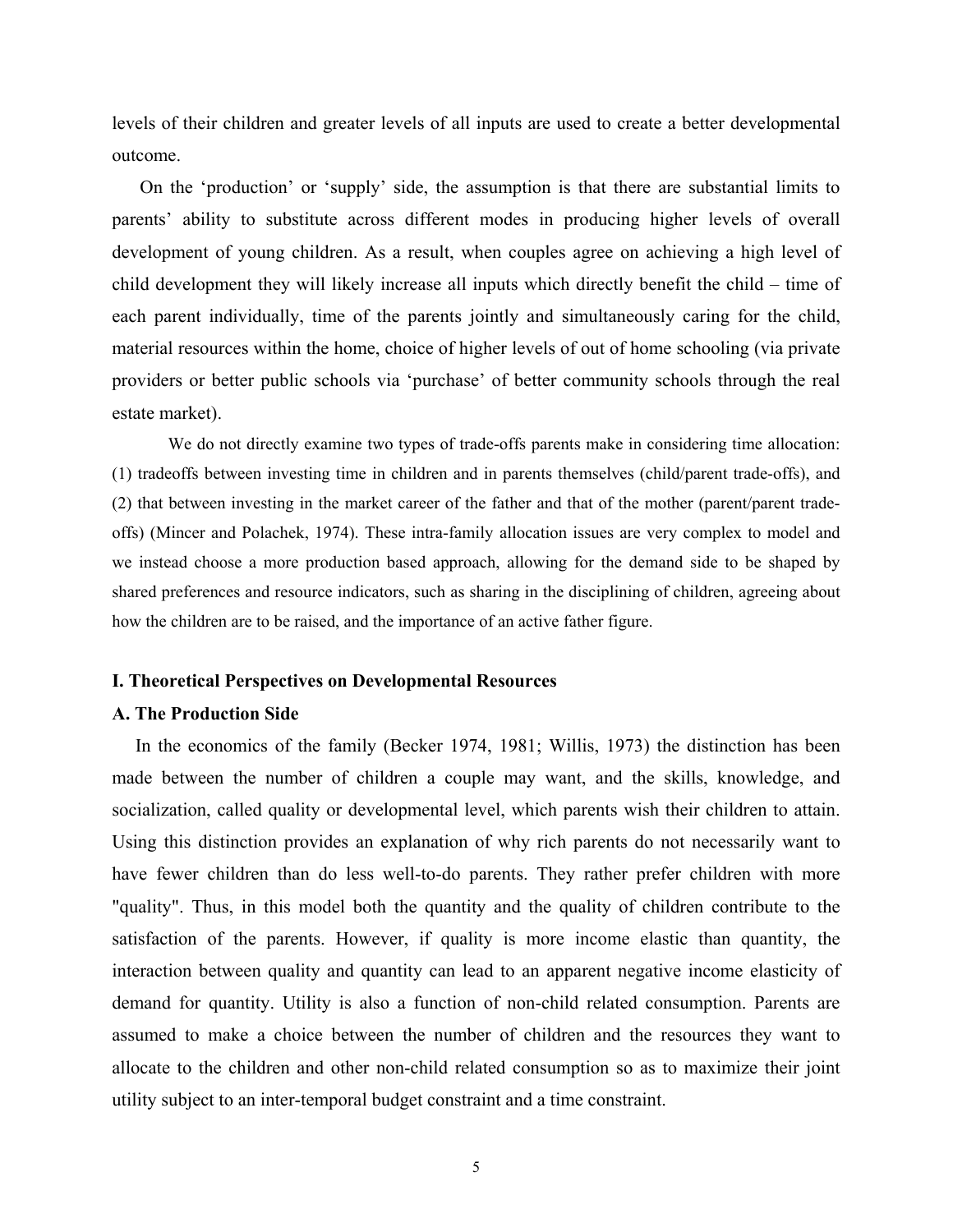levels of their children and greater levels of all inputs are used to create a better developmental outcome.

On the 'production' or 'supply' side, the assumption is that there are substantial limits to parents' ability to substitute across different modes in producing higher levels of overall development of young children. As a result, when couples agree on achieving a high level of child development they will likely increase all inputs which directly benefit the child – time of each parent individually, time of the parents jointly and simultaneously caring for the child, material resources within the home, choice of higher levels of out of home schooling (via private providers or better public schools via 'purchase' of better community schools through the real estate market).

We do not directly examine two types of trade-offs parents make in considering time allocation: (1) tradeoffs between investing time in children and in parents themselves (child/parent trade-offs), and (2) that between investing in the market career of the father and that of the mother (parent/parent trade-offs) (Mincer and Polachek, 1974). These intra-family allocation issues are very complex to model and we instead choose a more production based approach, allowing for the demand side to be shaped by shared preferences and resource indicators, such as sharing in the disciplining of children, agreeing about how the children are to be raised, and the importance of an active father figure.

## I. Theoretical Perspectives on Developmental Resources

### A. The Production Side

In the economics of the family (Becker 1974, 1981; Willis, 1973) the distinction has been made between the number of children a couple may want, and the skills, knowledge, and socialization, called quality or developmental level, which parents wish their children to attain. Using this distinction provides an explanation of why rich parents do not necessarily want to have fewer children than do less well-to-do parents. They rather prefer children with more "quality". Thus, in this model both the quantity and the quality of children contribute to the satisfaction of the parents. However, if quality is more income elastic than quantity, the interaction between quality and quantity can lead to an apparent negative income elasticity of demand for quantity. Utility is also a function of non-child related consumption. Parents are assumed to make a choice between the number of children and the resources they want to allocate to the children and other non-child related consumption so as to maximize their joint utility subject to an inter-temporal budget constraint and a time constraint.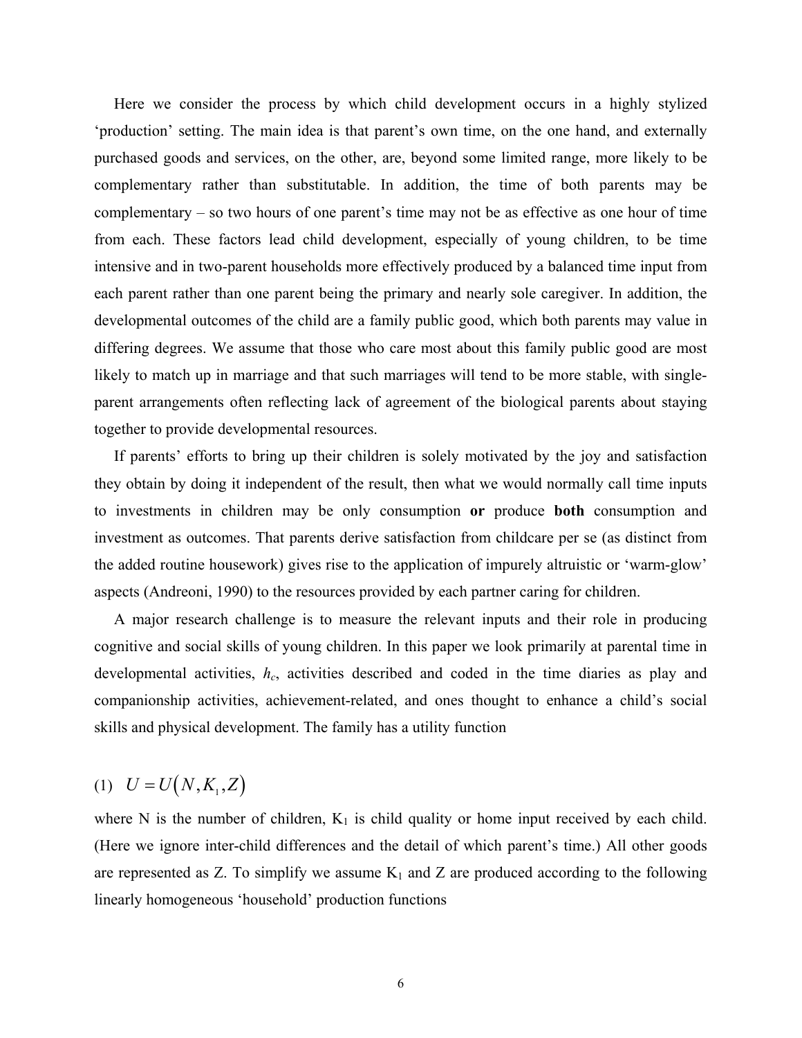Here we consider the process by which child development occurs in a highly stylized 'production' setting. The main idea is that parent's own time, on the one hand, and externally purchased goods and services, on the other, are, beyond some limited range, more likely to be complementary rather than substitutable. In addition, the time of both parents may be complementary – so two hours of one parent's time may not be as effective as one hour of time from each. These factors lead child development, especially of young children, to be time intensive and in two-parent households more effectively produced by a balanced time input from each parent rather than one parent being the primary and nearly sole caregiver. In addition, the developmental outcomes of the child are a family public good, which both parents may value in differing degrees. We assume that those who care most about this family public good are most likely to match up in marriage and that such marriages will tend to be more stable, with single-parent arrangements often reflecting lack of agreement of the biological parents about staying together to provide developmental resources.

If parents' efforts to bring up their children is solely motivated by the joy and satisfaction they obtain by doing it independent of the result, then what we would normally call time inputs to investments in children may be only consumption **or** produce **both** consumption and investment as outcomes. That parents derive satisfaction from childcare per se (as distinct from the added routine housework) gives rise to the application of impurely altruistic or 'warm-glow' aspects (Andreoni, 1990) to the resources provided by each partner caring for children.

A major research challenge is to measure the relevant inputs and their role in producing cognitive and social skills of young children. In this paper we look primarily at parental time in developmental activities, $h_c$, activities described and coded in the time diaries as play and companionship activities, achievement-related, and ones thought to enhance a child's social skills and physical development. The family has a utility function

$$(1) \quad U = U(N, K_1, Z)$$

where N is the number of children, $K_1$ is child quality or home input received by each child. (Here we ignore inter-child differences and the detail of which parent's time.) All other goods are represented as Z. To simplify we assume $K_1$ and Z are produced according to the following linearly homogeneous 'household' production functions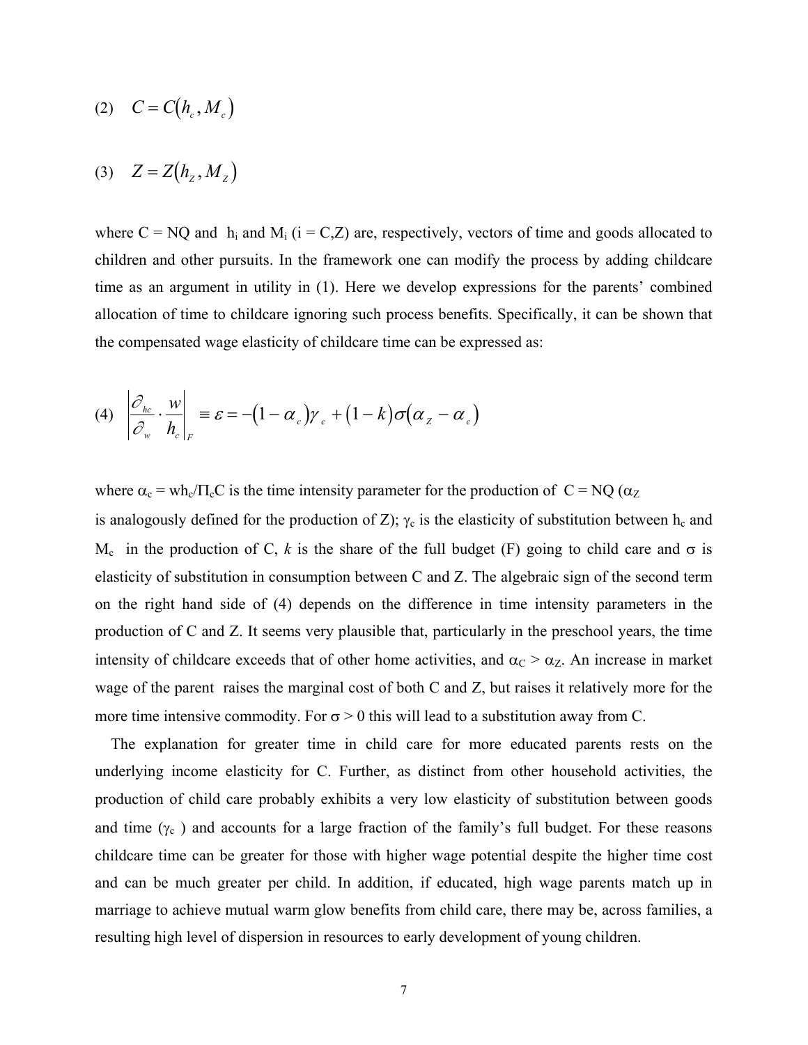$$(2) \quad C = C(h_c, M_c)$$

$$(3) \quad Z = Z(h_Z, M_Z)$$

where C = NQ and $h_i$ and $M_i$ (i = C,Z) are, respectively, vectors of time and goods allocated to children and other pursuits. In the framework one can modify the process by adding childcare time as an argument in utility in (1). Here we develop expressions for the parents' combined allocation of time to childcare ignoring such process benefits. Specifically, it can be shown that the compensated wage elasticity of childcare time can be expressed as:

$$(4) \quad \left| \frac{\partial_{hc}}{\partial_w} \cdot \frac{w}{h_c} \right|_F \equiv \varepsilon = -(1-\alpha_c)\gamma_c + (1-k)\sigma(\alpha_Z - \alpha_c)$$

where $\alpha_c = wh_c/\Pi_c C$ is the time intensity parameter for the production of C = NQ ($\alpha_Z$ is analogously defined for the production of Z); $\gamma_c$ is the elasticity of substitution between $h_c$ and $M_c$ in the production of C, *k* is the share of the full budget (F) going to child care and $\sigma$ is elasticity of substitution in consumption between C and Z. The algebraic sign of the second term on the right hand side of (4) depends on the difference in time intensity parameters in the production of C and Z. It seems very plausible that, particularly in the preschool years, the time intensity of childcare exceeds that of other home activities, and $\alpha_C > \alpha_Z$. An increase in market wage of the parent raises the marginal cost of both C and Z, but raises it relatively more for the more time intensive commodity. For $\sigma > 0$ this will lead to a substitution away from C.

The explanation for greater time in child care for more educated parents rests on the underlying income elasticity for C. Further, as distinct from other household activities, the production of child care probably exhibits a very low elasticity of substitution between goods and time ($\gamma_c$) and accounts for a large fraction of the family's full budget. For these reasons childcare time can be greater for those with higher wage potential despite the higher time cost and can be much greater per child. In addition, if educated, high wage parents match up in marriage to achieve mutual warm glow benefits from child care, there may be, across families, a resulting high level of dispersion in resources to early development of young children.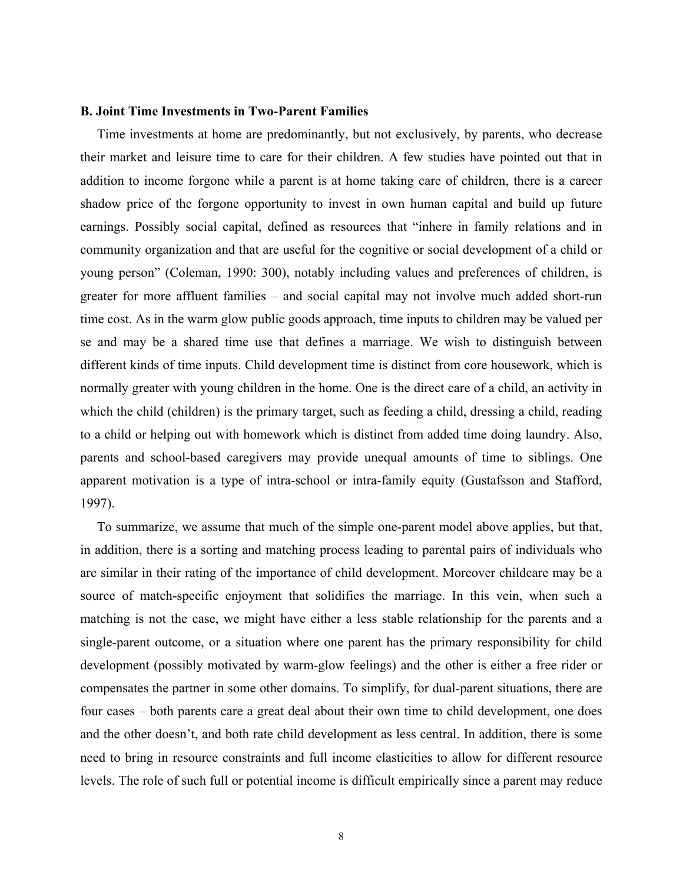### B. Joint Time Investments in Two-Parent Families

Time investments at home are predominantly, but not exclusively, by parents, who decrease their market and leisure time to care for their children. A few studies have pointed out that in addition to income forgone while a parent is at home taking care of children, there is a career shadow price of the forgone opportunity to invest in own human capital and build up future earnings. Possibly social capital, defined as resources that "inhere in family relations and in community organization and that are useful for the cognitive or social development of a child or young person" (Coleman, 1990: 300), notably including values and preferences of children, is greater for more affluent families – and social capital may not involve much added short-run time cost. As in the warm glow public goods approach, time inputs to children may be valued per se and may be a shared time use that defines a marriage. We wish to distinguish between different kinds of time inputs. Child development time is distinct from core housework, which is normally greater with young children in the home. One is the direct care of a child, an activity in which the child (children) is the primary target, such as feeding a child, dressing a child, reading to a child or helping out with homework which is distinct from added time doing laundry. Also, parents and school-based caregivers may provide unequal amounts of time to siblings. One apparent motivation is a type of intra-school or intra-family equity (Gustafsson and Stafford, 1997).

To summarize, we assume that much of the simple one-parent model above applies, but that, in addition, there is a sorting and matching process leading to parental pairs of individuals who are similar in their rating of the importance of child development. Moreover childcare may be a source of match-specific enjoyment that solidifies the marriage. In this vein, when such a matching is not the case, we might have either a less stable relationship for the parents and a single-parent outcome, or a situation where one parent has the primary responsibility for child development (possibly motivated by warm-glow feelings) and the other is either a free rider or compensates the partner in some other domains. To simplify, for dual-parent situations, there are four cases – both parents care a great deal about their own time to child development, one does and the other doesn't, and both rate child development as less central. In addition, there is some need to bring in resource constraints and full income elasticities to allow for different resource levels. The role of such full or potential income is difficult empirically since a parent may reduce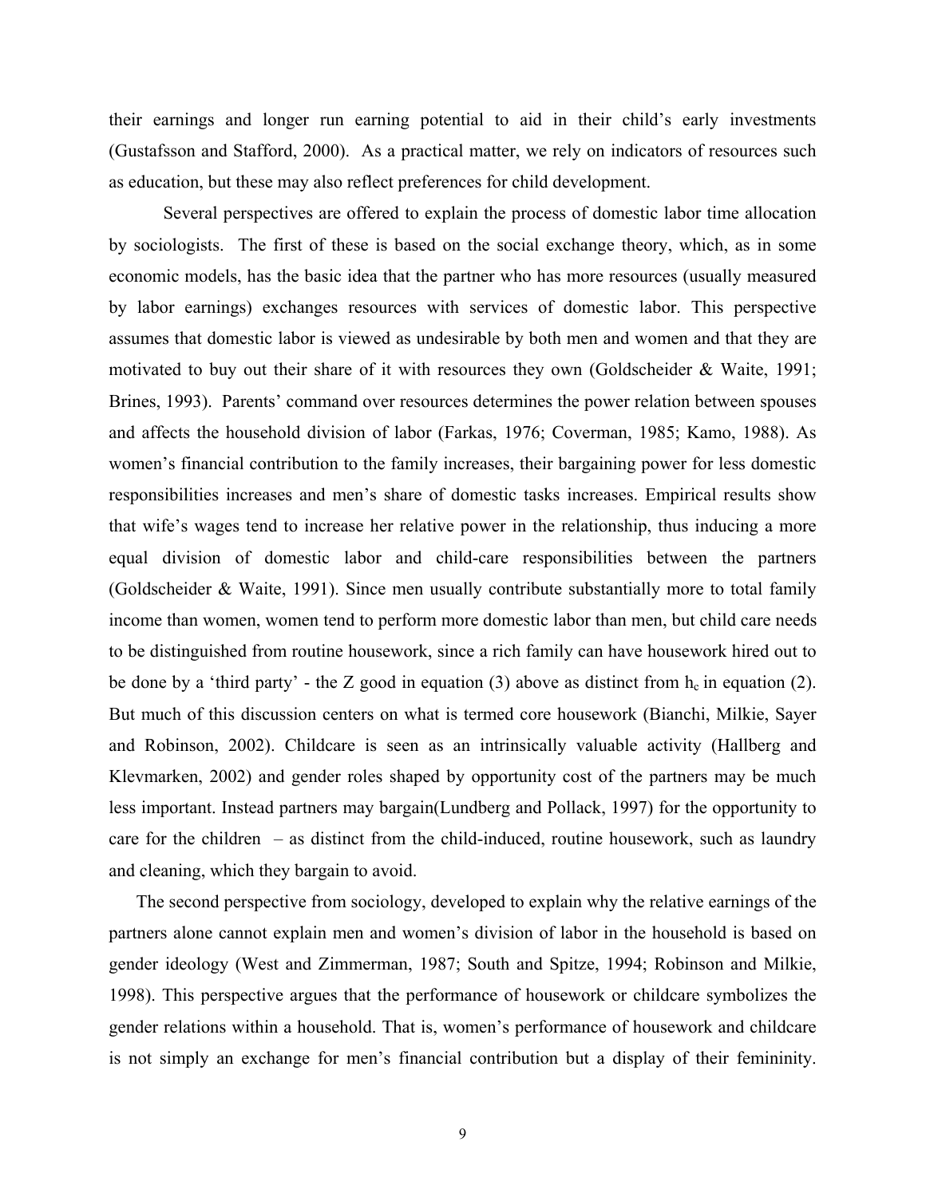their earnings and longer run earning potential to aid in their child's early investments (Gustafsson and Stafford, 2000). As a practical matter, we rely on indicators of resources such as education, but these may also reflect preferences for child development.

Several perspectives are offered to explain the process of domestic labor time allocation by sociologists. The first of these is based on the social exchange theory, which, as in some economic models, has the basic idea that the partner who has more resources (usually measured by labor earnings) exchanges resources with services of domestic labor. This perspective assumes that domestic labor is viewed as undesirable by both men and women and that they are motivated to buy out their share of it with resources they own (Goldscheider & Waite, 1991; Brines, 1993). Parents' command over resources determines the power relation between spouses and affects the household division of labor (Farkas, 1976; Coverman, 1985; Kamo, 1988). As women's financial contribution to the family increases, their bargaining power for less domestic responsibilities increases and men's share of domestic tasks increases. Empirical results show that wife's wages tend to increase her relative power in the relationship, thus inducing a more equal division of domestic labor and child-care responsibilities between the partners (Goldscheider & Waite, 1991). Since men usually contribute substantially more to total family income than women, women tend to perform more domestic labor than men, but child care needs to be distinguished from routine housework, since a rich family can have housework hired out to be done by a 'third party' - the Z good in equation (3) above as distinct from $h_c$ in equation (2). But much of this discussion centers on what is termed core housework (Bianchi, Milkie, Sayer and Robinson, 2002). Childcare is seen as an intrinsically valuable activity (Hallberg and Klevmarken, 2002) and gender roles shaped by opportunity cost of the partners may be much less important. Instead partners may bargain(Lundberg and Pollack, 1997) for the opportunity to care for the children – as distinct from the child-induced, routine housework, such as laundry and cleaning, which they bargain to avoid.

The second perspective from sociology, developed to explain why the relative earnings of the partners alone cannot explain men and women's division of labor in the household is based on gender ideology (West and Zimmerman, 1987; South and Spitze, 1994; Robinson and Milkie, 1998). This perspective argues that the performance of housework or childcare symbolizes the gender relations within a household. That is, women's performance of housework and childcare is not simply an exchange for men's financial contribution but a display of their femininity.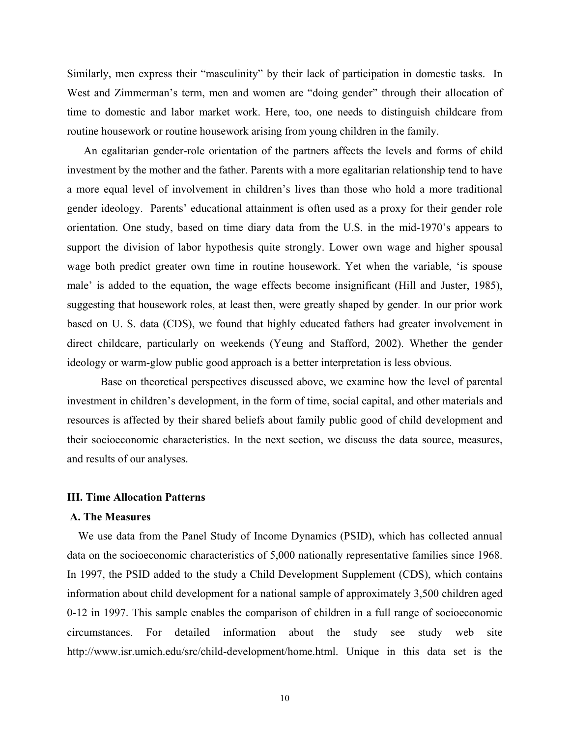Similarly, men express their "masculinity" by their lack of participation in domestic tasks. In West and Zimmerman's term, men and women are "doing gender" through their allocation of time to domestic and labor market work. Here, too, one needs to distinguish childcare from routine housework or routine housework arising from young children in the family.

An egalitarian gender-role orientation of the partners affects the levels and forms of child investment by the mother and the father. Parents with a more egalitarian relationship tend to have a more equal level of involvement in children's lives than those who hold a more traditional gender ideology. Parents' educational attainment is often used as a proxy for their gender role orientation. One study, based on time diary data from the U.S. in the mid-1970's appears to support the division of labor hypothesis quite strongly. Lower own wage and higher spousal wage both predict greater own time in routine housework. Yet when the variable, 'is spouse male' is added to the equation, the wage effects become insignificant (Hill and Juster, 1985), suggesting that housework roles, at least then, were greatly shaped by gender. In our prior work based on U. S. data (CDS), we found that highly educated fathers had greater involvement in direct childcare, particularly on weekends (Yeung and Stafford, 2002). Whether the gender ideology or warm-glow public good approach is a better interpretation is less obvious.

Base on theoretical perspectives discussed above, we examine how the level of parental investment in children's development, in the form of time, social capital, and other materials and resources is affected by their shared beliefs about family public good of child development and their socioeconomic characteristics. In the next section, we discuss the data source, measures, and results of our analyses.

## III. Time Allocation Patterns

### A. The Measures

We use data from the Panel Study of Income Dynamics (PSID), which has collected annual data on the socioeconomic characteristics of 5,000 nationally representative families since 1968. In 1997, the PSID added to the study a Child Development Supplement (CDS), which contains information about child development for a national sample of approximately 3,500 children aged 0-12 in 1997. This sample enables the comparison of children in a full range of socioeconomic circumstances. For detailed information about the study see study web site http://www.isr.umich.edu/src/child-development/home.html. Unique in this data set is the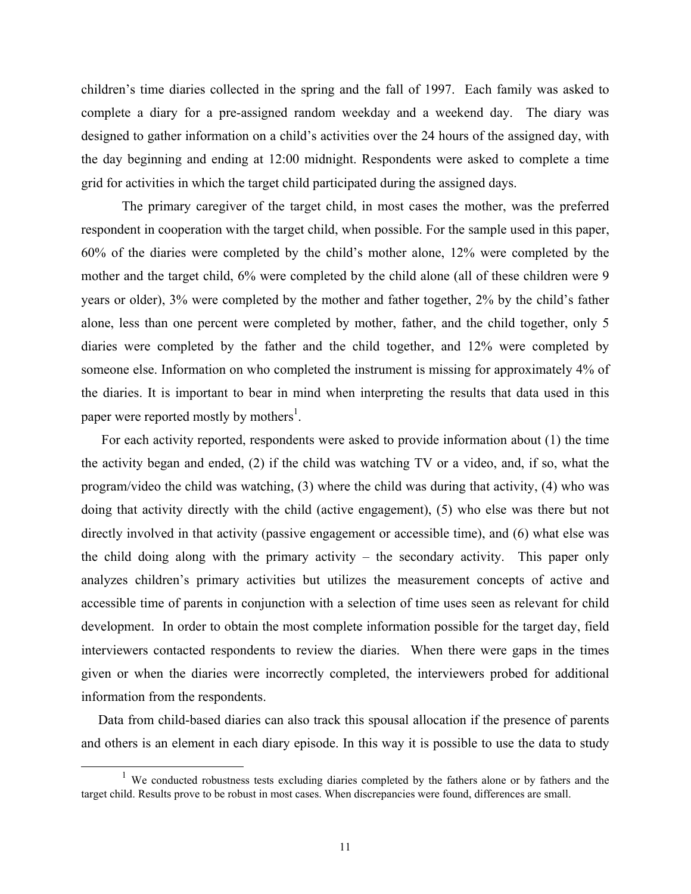children's time diaries collected in the spring and the fall of 1997. Each family was asked to complete a diary for a pre-assigned random weekday and a weekend day. The diary was designed to gather information on a child's activities over the 24 hours of the assigned day, with the day beginning and ending at 12:00 midnight. Respondents were asked to complete a time grid for activities in which the target child participated during the assigned days.

The primary caregiver of the target child, in most cases the mother, was the preferred respondent in cooperation with the target child, when possible. For the sample used in this paper, 60% of the diaries were completed by the child's mother alone, 12% were completed by the mother and the target child, 6% were completed by the child alone (all of these children were 9 years or older), 3% were completed by the mother and father together, 2% by the child's father alone, less than one percent were completed by mother, father, and the child together, only 5 diaries were completed by the father and the child together, and 12% were completed by someone else. Information on who completed the instrument is missing for approximately 4% of the diaries. It is important to bear in mind when interpreting the results that data used in this paper were reported mostly by mothers[1].

For each activity reported, respondents were asked to provide information about (1) the time the activity began and ended, (2) if the child was watching TV or a video, and, if so, what the program/video the child was watching, (3) where the child was during that activity, (4) who was doing that activity directly with the child (active engagement), (5) who else was there but not directly involved in that activity (passive engagement or accessible time), and (6) what else was the child doing along with the primary activity – the secondary activity. This paper only analyzes children's primary activities but utilizes the measurement concepts of active and accessible time of parents in conjunction with a selection of time uses seen as relevant for child development. In order to obtain the most complete information possible for the target day, field interviewers contacted respondents to review the diaries. When there were gaps in the times given or when the diaries were incorrectly completed, the interviewers probed for additional information from the respondents.

Data from child-based diaries can also track this spousal allocation if the presence of parents and others is an element in each diary episode. In this way it is possible to use the data to study

---

[1] We conducted robustness tests excluding diaries completed by the fathers alone or by fathers and the target child. Results prove to be robust in most cases. When discrepancies were found, differences are small.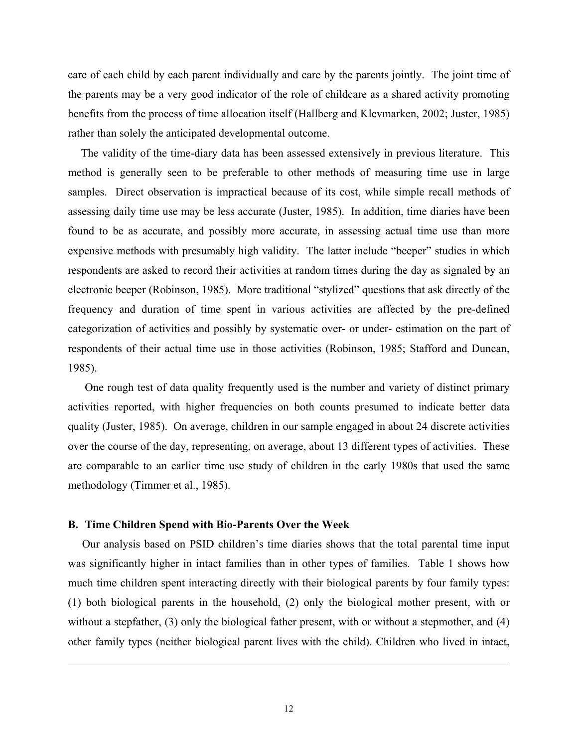care of each child by each parent individually and care by the parents jointly. The joint time of the parents may be a very good indicator of the role of childcare as a shared activity promoting benefits from the process of time allocation itself (Hallberg and Klevmarken, 2002; Juster, 1985) rather than solely the anticipated developmental outcome.

The validity of the time-diary data has been assessed extensively in previous literature. This method is generally seen to be preferable to other methods of measuring time use in large samples. Direct observation is impractical because of its cost, while simple recall methods of assessing daily time use may be less accurate (Juster, 1985). In addition, time diaries have been found to be as accurate, and possibly more accurate, in assessing actual time use than more expensive methods with presumably high validity. The latter include "beeper" studies in which respondents are asked to record their activities at random times during the day as signaled by an electronic beeper (Robinson, 1985). More traditional "stylized" questions that ask directly of the frequency and duration of time spent in various activities are affected by the pre-defined categorization of activities and possibly by systematic over- or under- estimation on the part of respondents of their actual time use in those activities (Robinson, 1985; Stafford and Duncan, 1985).

One rough test of data quality frequently used is the number and variety of distinct primary activities reported, with higher frequencies on both counts presumed to indicate better data quality (Juster, 1985). On average, children in our sample engaged in about 24 discrete activities over the course of the day, representing, on average, about 13 different types of activities. These are comparable to an earlier time use study of children in the early 1980s that used the same methodology (Timmer et al., 1985).

### B. Time Children Spend with Bio-Parents Over the Week

Our analysis based on PSID children's time diaries shows that the total parental time input was significantly higher in intact families than in other types of families. Table 1 shows how much time children spent interacting directly with their biological parents by four family types: (1) both biological parents in the household, (2) only the biological mother present, with or without a stepfather, (3) only the biological father present, with or without a stepmother, and (4) other family types (neither biological parent lives with the child). Children who lived in intact,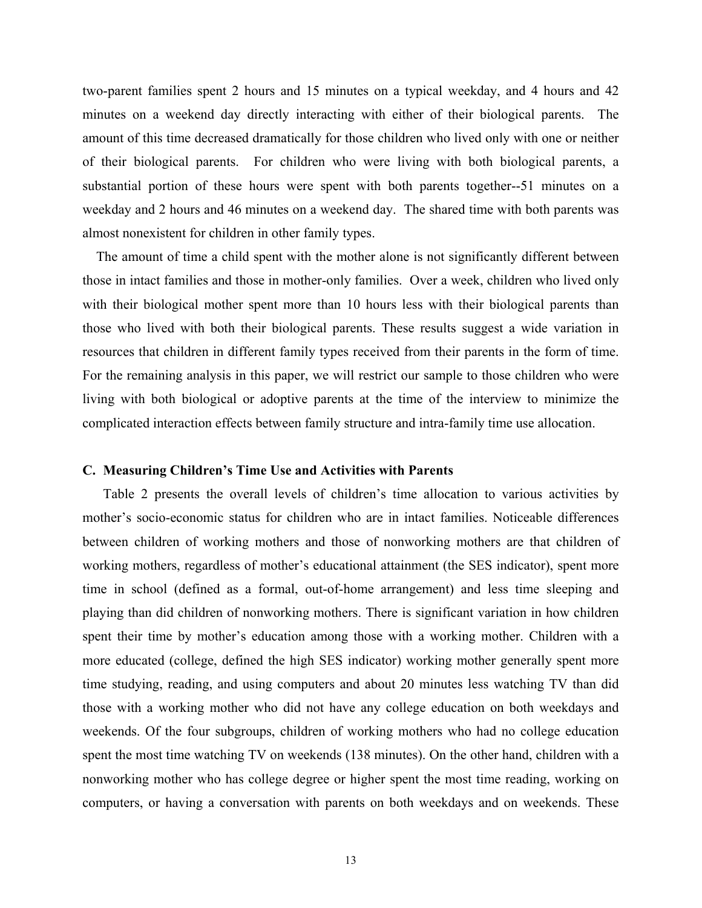two-parent families spent 2 hours and 15 minutes on a typical weekday, and 4 hours and 42 minutes on a weekend day directly interacting with either of their biological parents. The amount of this time decreased dramatically for those children who lived only with one or neither of their biological parents. For children who were living with both biological parents, a substantial portion of these hours were spent with both parents together--51 minutes on a weekday and 2 hours and 46 minutes on a weekend day. The shared time with both parents was almost nonexistent for children in other family types.

The amount of time a child spent with the mother alone is not significantly different between those in intact families and those in mother-only families. Over a week, children who lived only with their biological mother spent more than 10 hours less with their biological parents than those who lived with both their biological parents. These results suggest a wide variation in resources that children in different family types received from their parents in the form of time. For the remaining analysis in this paper, we will restrict our sample to those children who were living with both biological or adoptive parents at the time of the interview to minimize the complicated interaction effects between family structure and intra-family time use allocation.

### C. Measuring Children's Time Use and Activities with Parents

Table 2 presents the overall levels of children's time allocation to various activities by mother's socio-economic status for children who are in intact families. Noticeable differences between children of working mothers and those of nonworking mothers are that children of working mothers, regardless of mother's educational attainment (the SES indicator), spent more time in school (defined as a formal, out-of-home arrangement) and less time sleeping and playing than did children of nonworking mothers. There is significant variation in how children spent their time by mother's education among those with a working mother. Children with a more educated (college, defined the high SES indicator) working mother generally spent more time studying, reading, and using computers and about 20 minutes less watching TV than did those with a working mother who did not have any college education on both weekdays and weekends. Of the four subgroups, children of working mothers who had no college education spent the most time watching TV on weekends (138 minutes). On the other hand, children with a nonworking mother who has college degree or higher spent the most time reading, working on computers, or having a conversation with parents on both weekdays and on weekends. These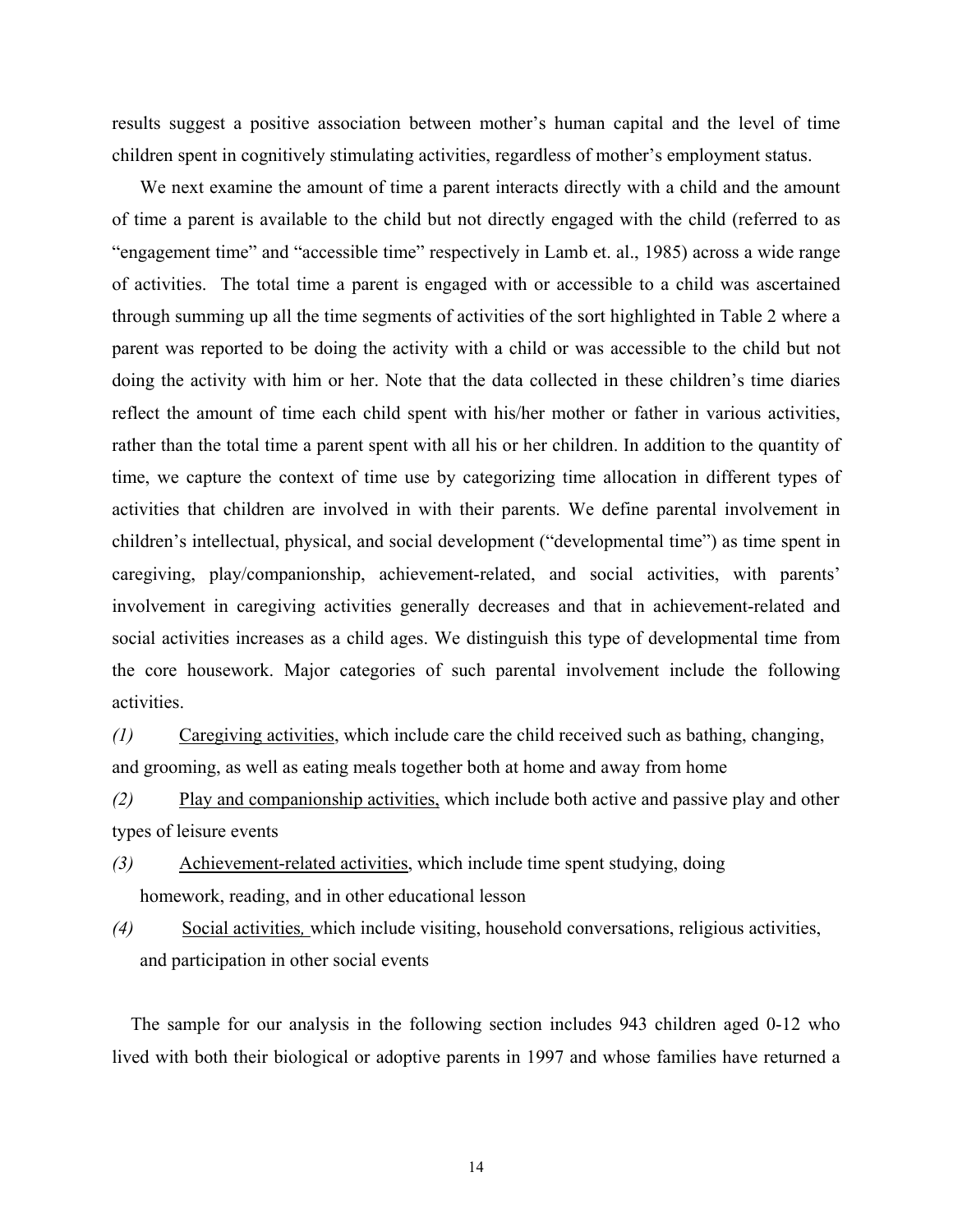results suggest a positive association between mother's human capital and the level of time children spent in cognitively stimulating activities, regardless of mother's employment status.

We next examine the amount of time a parent interacts directly with a child and the amount of time a parent is available to the child but not directly engaged with the child (referred to as "engagement time" and "accessible time" respectively in Lamb et. al., 1985) across a wide range of activities. The total time a parent is engaged with or accessible to a child was ascertained through summing up all the time segments of activities of the sort highlighted in Table 2 where a parent was reported to be doing the activity with a child or was accessible to the child but not doing the activity with him or her. Note that the data collected in these children's time diaries reflect the amount of time each child spent with his/her mother or father in various activities, rather than the total time a parent spent with all his or her children. In addition to the quantity of time, we capture the context of time use by categorizing time allocation in different types of activities that children are involved in with their parents. We define parental involvement in children's intellectual, physical, and social development ("developmental time") as time spent in caregiving, play/companionship, achievement-related, and social activities, with parents' involvement in caregiving activities generally decreases and that in achievement-related and social activities increases as a child ages. We distinguish this type of developmental time from the core housework. Major categories of such parental involvement include the following activities.

*(1)* Caregiving activities, which include care the child received such as bathing, changing, and grooming, as well as eating meals together both at home and away from home

*(2)* Play and companionship activities, which include both active and passive play and other types of leisure events

*(3)* Achievement-related activities, which include time spent studying, doing homework, reading, and in other educational lesson

*(4)* Social activities, which include visiting, household conversations, religious activities, and participation in other social events

The sample for our analysis in the following section includes 943 children aged 0-12 who lived with both their biological or adoptive parents in 1997 and whose families have returned a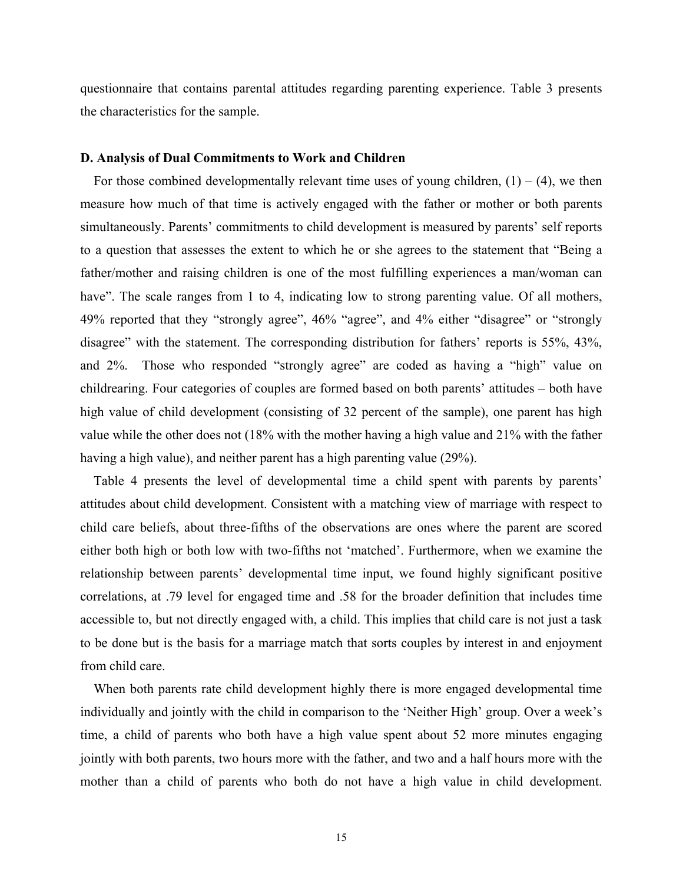questionnaire that contains parental attitudes regarding parenting experience. Table 3 presents the characteristics for the sample.

### D. Analysis of Dual Commitments to Work and Children

For those combined developmentally relevant time uses of young children, (1) – (4), we then measure how much of that time is actively engaged with the father or mother or both parents simultaneously. Parents' commitments to child development is measured by parents' self reports to a question that assesses the extent to which he or she agrees to the statement that "Being a father/mother and raising children is one of the most fulfilling experiences a man/woman can have". The scale ranges from 1 to 4, indicating low to strong parenting value. Of all mothers, 49% reported that they "strongly agree", 46% "agree", and 4% either "disagree" or "strongly disagree" with the statement. The corresponding distribution for fathers' reports is 55%, 43%, and 2%. Those who responded "strongly agree" are coded as having a "high" value on childrearing. Four categories of couples are formed based on both parents' attitudes – both have high value of child development (consisting of 32 percent of the sample), one parent has high value while the other does not (18% with the mother having a high value and 21% with the father having a high value), and neither parent has a high parenting value (29%).

Table 4 presents the level of developmental time a child spent with parents by parents' attitudes about child development. Consistent with a matching view of marriage with respect to child care beliefs, about three-fifths of the observations are ones where the parent are scored either both high or both low with two-fifths not 'matched'. Furthermore, when we examine the relationship between parents' developmental time input, we found highly significant positive correlations, at .79 level for engaged time and .58 for the broader definition that includes time accessible to, but not directly engaged with, a child. This implies that child care is not just a task to be done but is the basis for a marriage match that sorts couples by interest in and enjoyment from child care.

When both parents rate child development highly there is more engaged developmental time individually and jointly with the child in comparison to the 'Neither High' group. Over a week's time, a child of parents who both have a high value spent about 52 more minutes engaging jointly with both parents, two hours more with the father, and two and a half hours more with the mother than a child of parents who both do not have a high value in child development.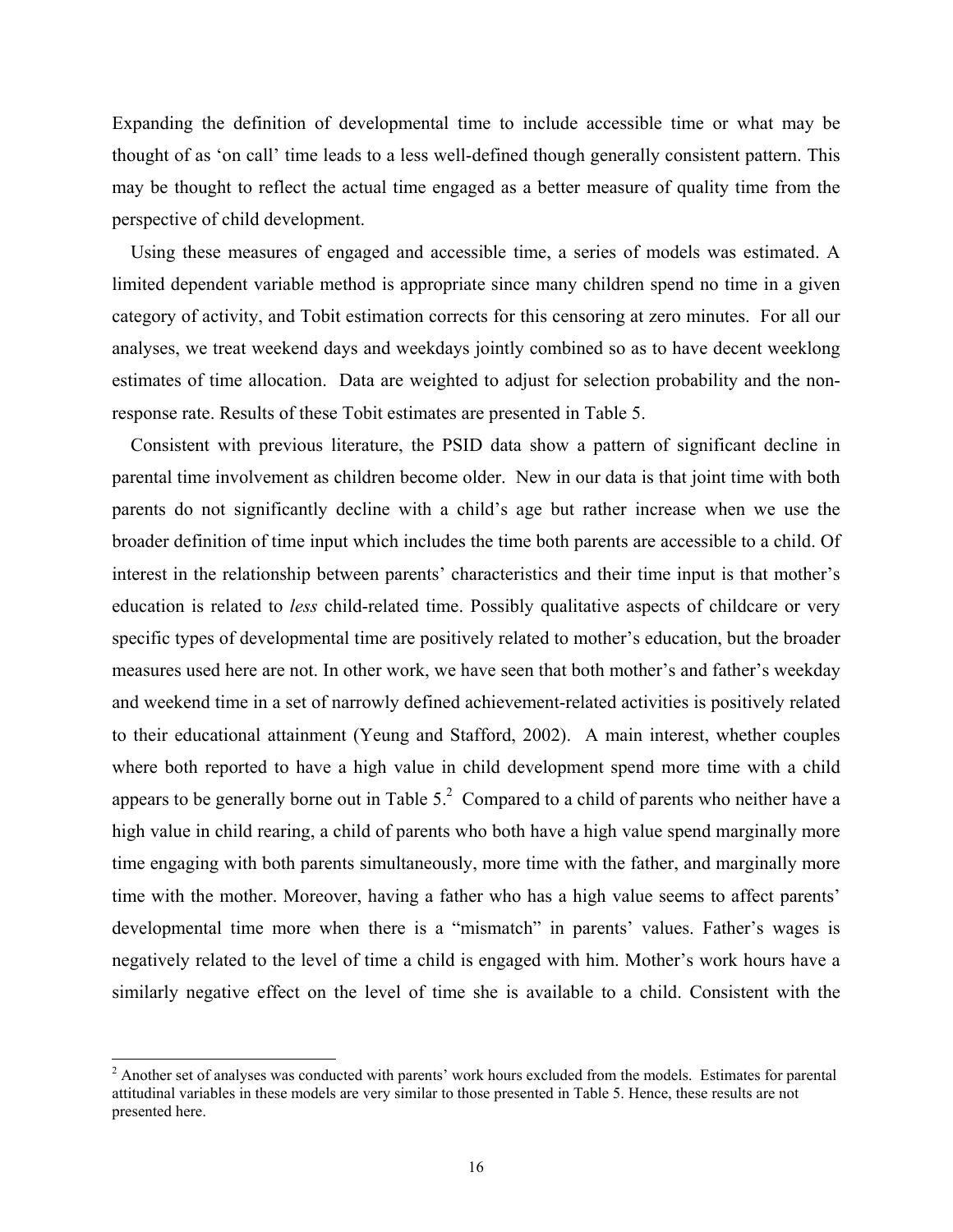Expanding the definition of developmental time to include accessible time or what may be thought of as 'on call' time leads to a less well-defined though generally consistent pattern. This may be thought to reflect the actual time engaged as a better measure of quality time from the perspective of child development.

Using these measures of engaged and accessible time, a series of models was estimated. A limited dependent variable method is appropriate since many children spend no time in a given category of activity, and Tobit estimation corrects for this censoring at zero minutes. For all our analyses, we treat weekend days and weekdays jointly combined so as to have decent weeklong estimates of time allocation. Data are weighted to adjust for selection probability and the non-response rate. Results of these Tobit estimates are presented in Table 5.

Consistent with previous literature, the PSID data show a pattern of significant decline in parental time involvement as children become older. New in our data is that joint time with both parents do not significantly decline with a child's age but rather increase when we use the broader definition of time input which includes the time both parents are accessible to a child. Of interest in the relationship between parents' characteristics and their time input is that mother's education is related to *less* child-related time. Possibly qualitative aspects of childcare or very specific types of developmental time are positively related to mother's education, but the broader measures used here are not. In other work, we have seen that both mother's and father's weekday and weekend time in a set of narrowly defined achievement-related activities is positively related to their educational attainment (Yeung and Stafford, 2002). A main interest, whether couples where both reported to have a high value in child development spend more time with a child appears to be generally borne out in Table 5.[2] Compared to a child of parents who neither have a high value in child rearing, a child of parents who both have a high value spend marginally more time engaging with both parents simultaneously, more time with the father, and marginally more time with the mother. Moreover, having a father who has a high value seems to affect parents' developmental time more when there is a "mismatch" in parents' values. Father's wages is negatively related to the level of time a child is engaged with him. Mother's work hours have a similarly negative effect on the level of time she is available to a child. Consistent with the

[2] Another set of analyses was conducted with parents' work hours excluded from the models. Estimates for parental attitudinal variables in these models are very similar to those presented in Table 5. Hence, these results are not presented here.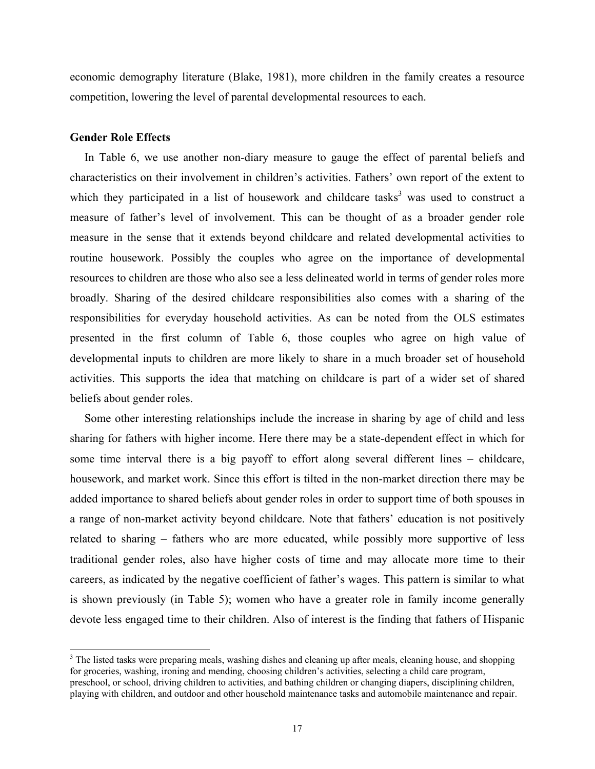economic demography literature (Blake, 1981), more children in the family creates a resource competition, lowering the level of parental developmental resources to each.

**Gender Role Effects**

In Table 6, we use another non-diary measure to gauge the effect of parental beliefs and characteristics on their involvement in children's activities. Fathers' own report of the extent to which they participated in a list of housework and childcare tasks[3] was used to construct a measure of father's level of involvement. This can be thought of as a broader gender role measure in the sense that it extends beyond childcare and related developmental activities to routine housework. Possibly the couples who agree on the importance of developmental resources to children are those who also see a less delineated world in terms of gender roles more broadly. Sharing of the desired childcare responsibilities also comes with a sharing of the responsibilities for everyday household activities. As can be noted from the OLS estimates presented in the first column of Table 6, those couples who agree on high value of developmental inputs to children are more likely to share in a much broader set of household activities. This supports the idea that matching on childcare is part of a wider set of shared beliefs about gender roles.

Some other interesting relationships include the increase in sharing by age of child and less sharing for fathers with higher income. Here there may be a state-dependent effect in which for some time interval there is a big payoff to effort along several different lines – childcare, housework, and market work. Since this effort is tilted in the non-market direction there may be added importance to shared beliefs about gender roles in order to support time of both spouses in a range of non-market activity beyond childcare. Note that fathers' education is not positively related to sharing – fathers who are more educated, while possibly more supportive of less traditional gender roles, also have higher costs of time and may allocate more time to their careers, as indicated by the negative coefficient of father's wages. This pattern is similar to what is shown previously (in Table 5); women who have a greater role in family income generally devote less engaged time to their children. Also of interest is the finding that fathers of Hispanic

[3] The listed tasks were preparing meals, washing dishes and cleaning up after meals, cleaning house, and shopping for groceries, washing, ironing and mending, choosing children's activities, selecting a child care program, preschool, or school, driving children to activities, and bathing children or changing diapers, disciplining children, playing with children, and outdoor and other household maintenance tasks and automobile maintenance and repair.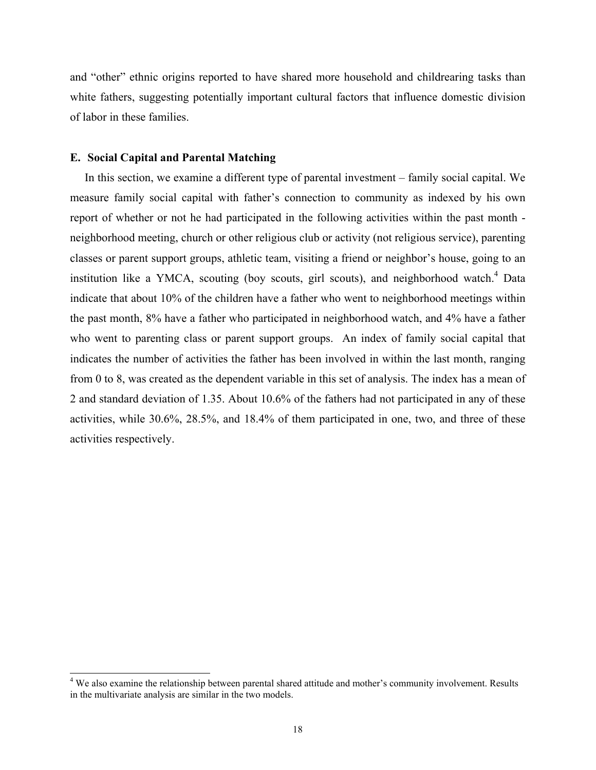and "other" ethnic origins reported to have shared more household and childrearing tasks than white fathers, suggesting potentially important cultural factors that influence domestic division of labor in these families.

### E. Social Capital and Parental Matching

In this section, we examine a different type of parental investment – family social capital. We measure family social capital with father's connection to community as indexed by his own report of whether or not he had participated in the following activities within the past month - neighborhood meeting, church or other religious club or activity (not religious service), parenting classes or parent support groups, athletic team, visiting a friend or neighbor's house, going to an institution like a YMCA, scouting (boy scouts, girl scouts), and neighborhood watch.[4] Data indicate that about 10% of the children have a father who went to neighborhood meetings within the past month, 8% have a father who participated in neighborhood watch, and 4% have a father who went to parenting class or parent support groups. An index of family social capital that indicates the number of activities the father has been involved in within the last month, ranging from 0 to 8, was created as the dependent variable in this set of analysis. The index has a mean of 2 and standard deviation of 1.35. About 10.6% of the fathers had not participated in any of these activities, while 30.6%, 28.5%, and 18.4% of them participated in one, two, and three of these activities respectively.

---

[4] We also examine the relationship between parental shared attitude and mother's community involvement. Results in the multivariate analysis are similar in the two models.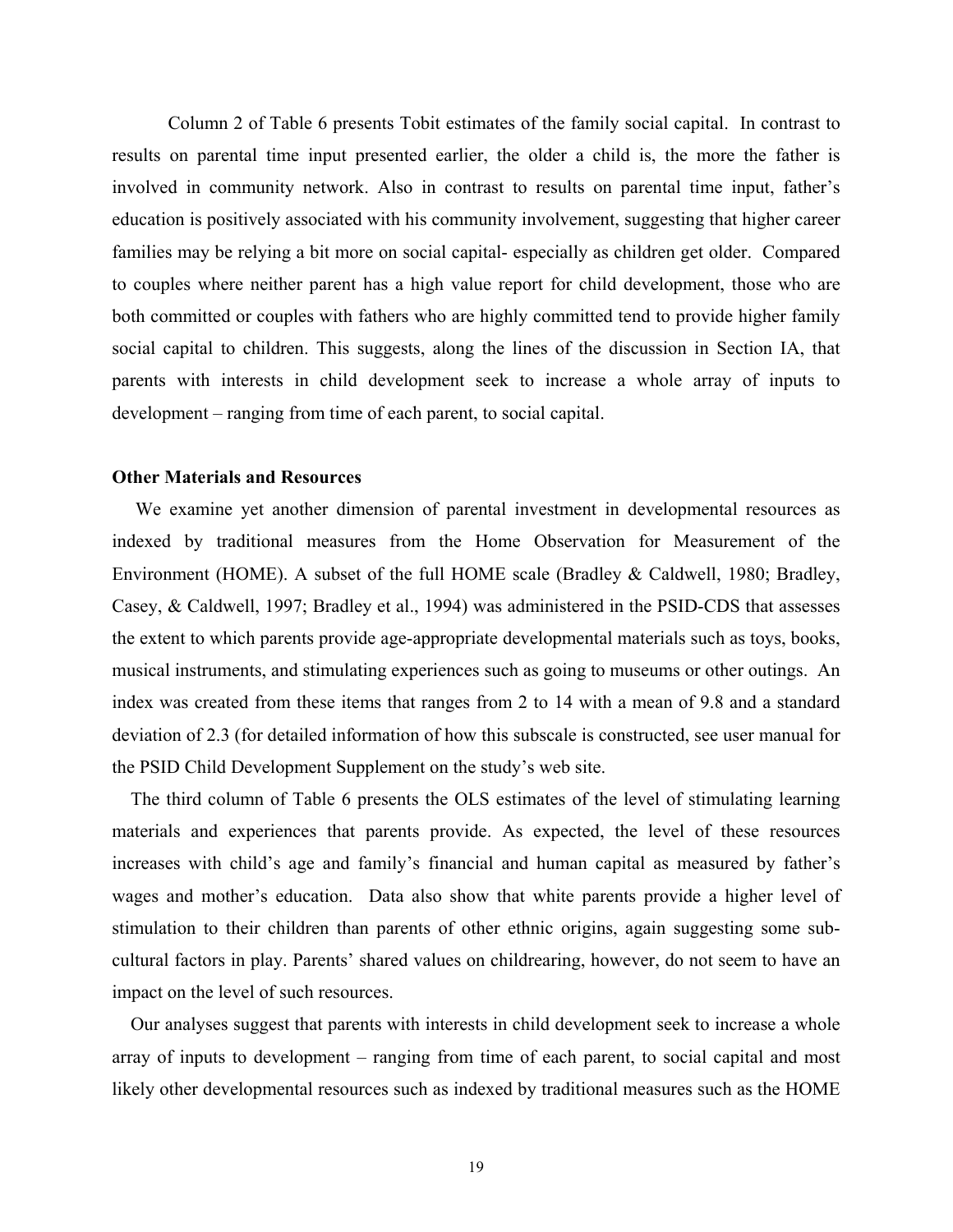Column 2 of Table 6 presents Tobit estimates of the family social capital. In contrast to results on parental time input presented earlier, the older a child is, the more the father is involved in community network. Also in contrast to results on parental time input, father's education is positively associated with his community involvement, suggesting that higher career families may be relying a bit more on social capital- especially as children get older. Compared to couples where neither parent has a high value report for child development, those who are both committed or couples with fathers who are highly committed tend to provide higher family social capital to children. This suggests, along the lines of the discussion in Section IA, that parents with interests in child development seek to increase a whole array of inputs to development – ranging from time of each parent, to social capital.

**Other Materials and Resources**

We examine yet another dimension of parental investment in developmental resources as indexed by traditional measures from the Home Observation for Measurement of the Environment (HOME). A subset of the full HOME scale (Bradley & Caldwell, 1980; Bradley, Casey, & Caldwell, 1997; Bradley et al., 1994) was administered in the PSID-CDS that assesses the extent to which parents provide age-appropriate developmental materials such as toys, books, musical instruments, and stimulating experiences such as going to museums or other outings. An index was created from these items that ranges from 2 to 14 with a mean of 9.8 and a standard deviation of 2.3 (for detailed information of how this subscale is constructed, see user manual for the PSID Child Development Supplement on the study's web site.

The third column of Table 6 presents the OLS estimates of the level of stimulating learning materials and experiences that parents provide. As expected, the level of these resources increases with child's age and family's financial and human capital as measured by father's wages and mother's education. Data also show that white parents provide a higher level of stimulation to their children than parents of other ethnic origins, again suggesting some sub-cultural factors in play. Parents' shared values on childrearing, however, do not seem to have an impact on the level of such resources.

Our analyses suggest that parents with interests in child development seek to increase a whole array of inputs to development – ranging from time of each parent, to social capital and most likely other developmental resources such as indexed by traditional measures such as the HOME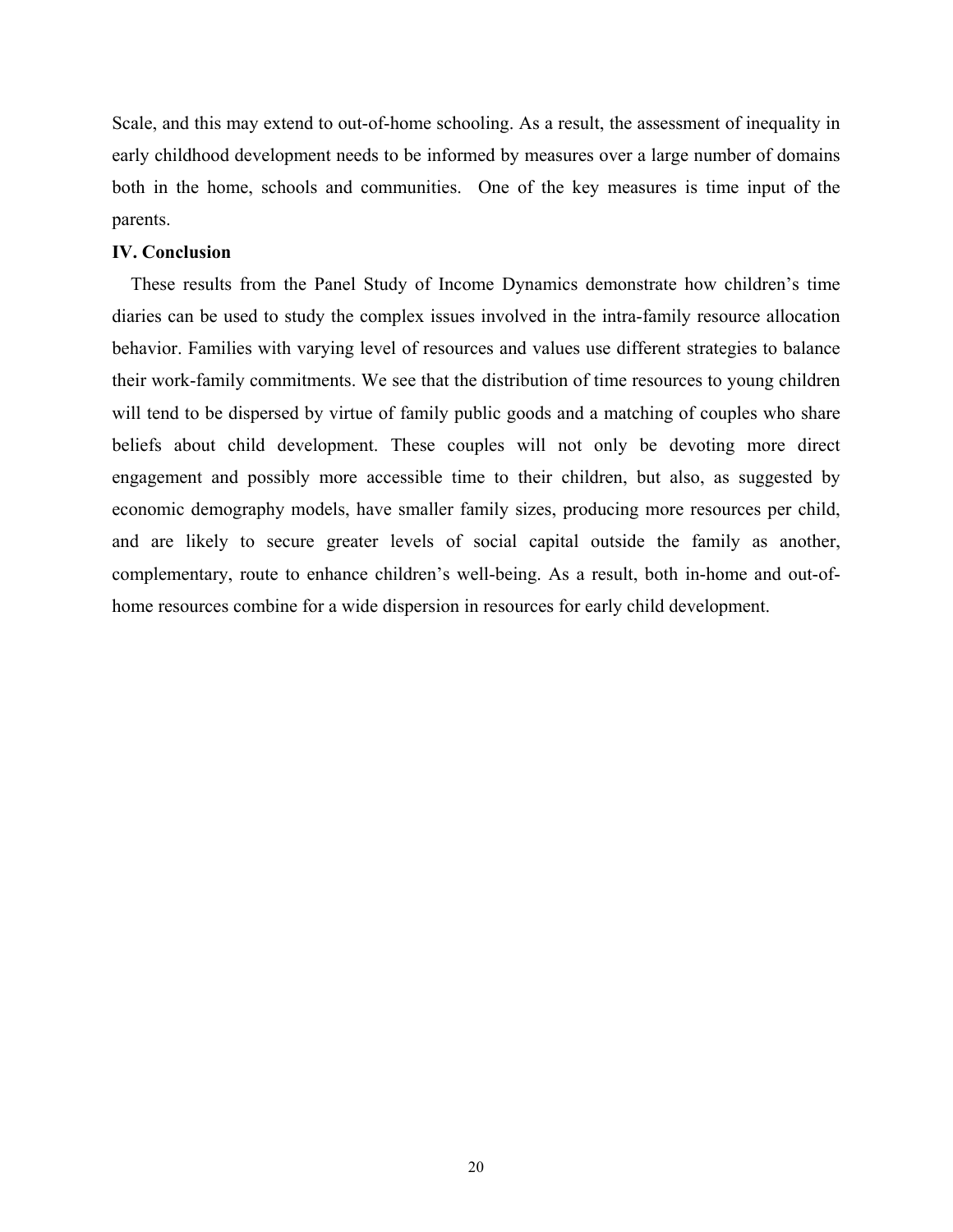Scale, and this may extend to out-of-home schooling. As a result, the assessment of inequality in early childhood development needs to be informed by measures over a large number of domains both in the home, schools and communities. One of the key measures is time input of the parents.

## IV. Conclusion

These results from the Panel Study of Income Dynamics demonstrate how children's time diaries can be used to study the complex issues involved in the intra-family resource allocation behavior. Families with varying level of resources and values use different strategies to balance their work-family commitments. We see that the distribution of time resources to young children will tend to be dispersed by virtue of family public goods and a matching of couples who share beliefs about child development. These couples will not only be devoting more direct engagement and possibly more accessible time to their children, but also, as suggested by economic demography models, have smaller family sizes, producing more resources per child, and are likely to secure greater levels of social capital outside the family as another, complementary, route to enhance children's well-being. As a result, both in-home and out-of-home resources combine for a wide dispersion in resources for early child development.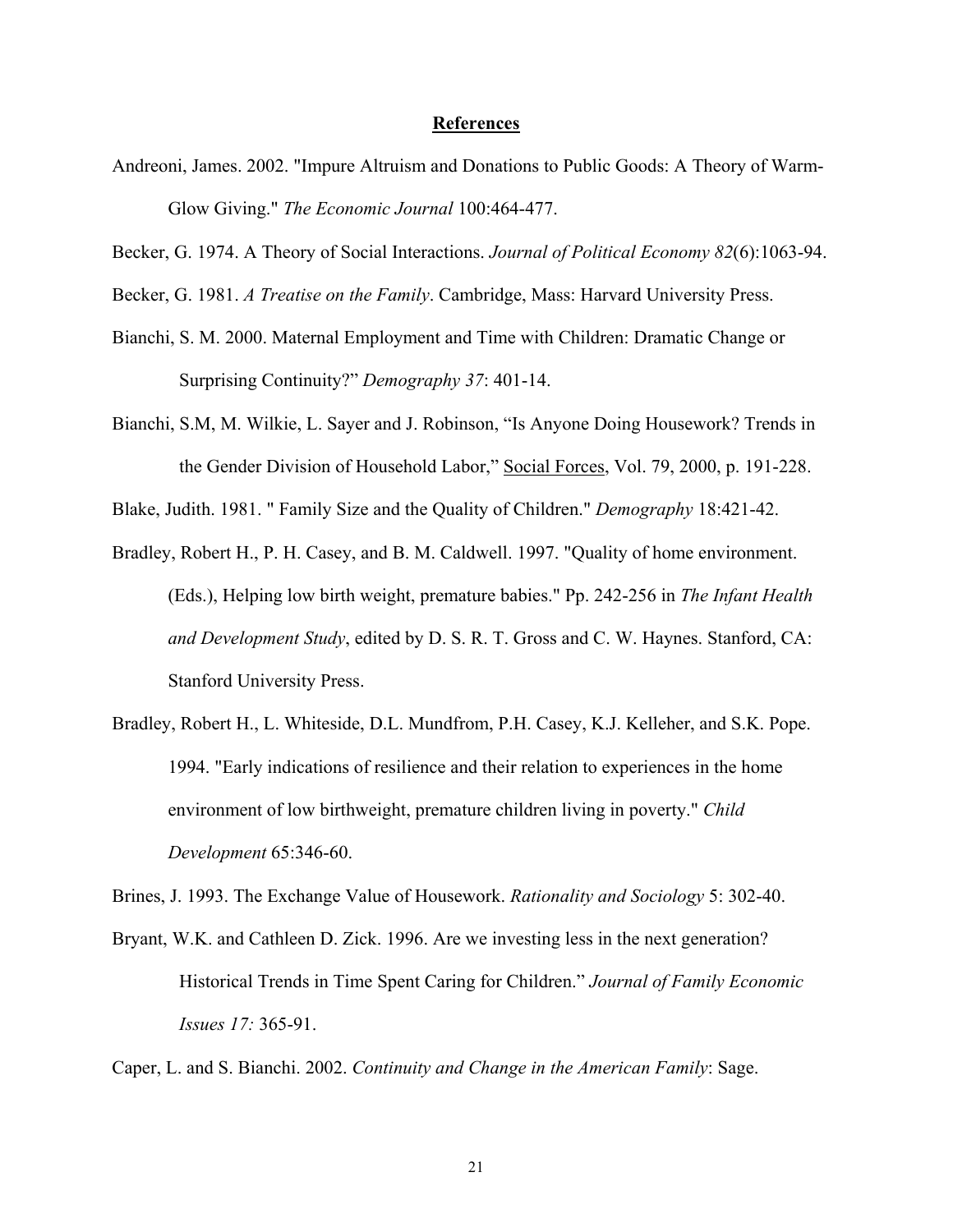## References

Andreoni, James. 2002. "Impure Altruism and Donations to Public Goods: A Theory of Warm-Glow Giving." *The Economic Journal* 100:464-477.

Becker, G. 1974. A Theory of Social Interactions. *Journal of Political Economy 82*(6):1063-94.

Becker, G. 1981. *A Treatise on the Family*. Cambridge, Mass: Harvard University Press.

Bianchi, S. M. 2000. Maternal Employment and Time with Children: Dramatic Change or Surprising Continuity?" *Demography 37*: 401-14.

Bianchi, S.M, M. Wilkie, L. Sayer and J. Robinson, "Is Anyone Doing Housework? Trends in the Gender Division of Household Labor," Social Forces, Vol. 79, 2000, p. 191-228.

Blake, Judith. 1981. " Family Size and the Quality of Children." *Demography* 18:421-42.

Bradley, Robert H., P. H. Casey, and B. M. Caldwell. 1997. "Quality of home environment. (Eds.), Helping low birth weight, premature babies." Pp. 242-256 in *The Infant Health and Development Study*, edited by D. S. R. T. Gross and C. W. Haynes. Stanford, CA: Stanford University Press.

Bradley, Robert H., L. Whiteside, D.L. Mundfrom, P.H. Casey, K.J. Kelleher, and S.K. Pope. 1994. "Early indications of resilience and their relation to experiences in the home environment of low birthweight, premature children living in poverty." *Child Development* 65:346-60.

Brines, J. 1993. The Exchange Value of Housework. *Rationality and Sociology* 5: 302-40.

Bryant, W.K. and Cathleen D. Zick. 1996. Are we investing less in the next generation? Historical Trends in Time Spent Caring for Children." *Journal of Family Economic Issues 17:* 365-91.

Caper, L. and S. Bianchi. 2002. *Continuity and Change in the American Family*: Sage.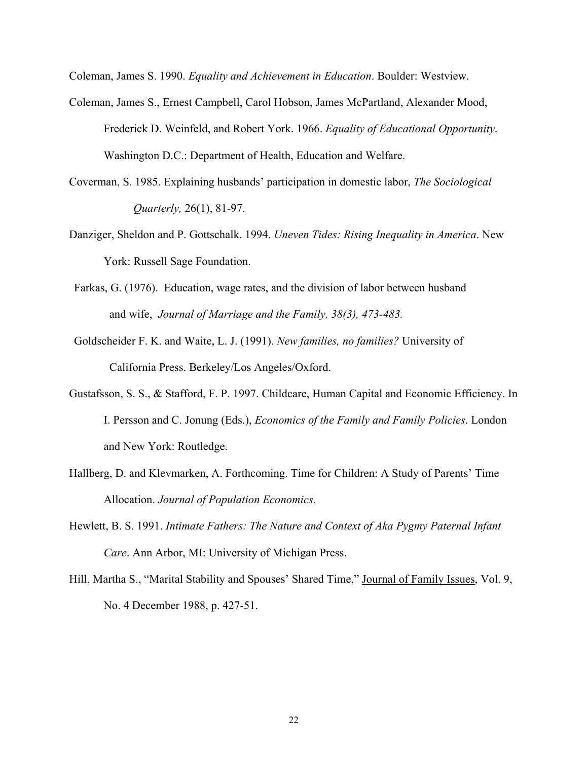Coleman, James S. 1990. *Equality and Achievement in Education*. Boulder: Westview.

Coleman, James S., Ernest Campbell, Carol Hobson, James McPartland, Alexander Mood, Frederick D. Weinfeld, and Robert York. 1966. *Equality of Educational Opportunity*. Washington D.C.: Department of Health, Education and Welfare.

Coverman, S. 1985. Explaining husbands' participation in domestic labor, *The Sociological Quarterly,* 26(1), 81-97.

Danziger, Sheldon and P. Gottschalk. 1994. *Uneven Tides: Rising Inequality in America*. New York: Russell Sage Foundation.

Farkas, G. (1976). Education, wage rates, and the division of labor between husband and wife, *Journal of Marriage and the Family, 38(3), 473-483.*

Goldscheider F. K. and Waite, L. J. (1991). *New families, no families?* University of California Press. Berkeley/Los Angeles/Oxford.

Gustafsson, S. S., & Stafford, F. P. 1997. Childcare, Human Capital and Economic Efficiency. In I. Persson and C. Jonung (Eds.), *Economics of the Family and Family Policies*. London and New York: Routledge.

Hallberg, D. and Klevmarken, A. Forthcoming. Time for Children: A Study of Parents' Time Allocation. *Journal of Population Economics.*

Hewlett, B. S. 1991. *Intimate Fathers: The Nature and Context of Aka Pygmy Paternal Infant Care*. Ann Arbor, MI: University of Michigan Press.

Hill, Martha S., "Marital Stability and Spouses' Shared Time," Journal of Family Issues, Vol. 9, No. 4 December 1988, p. 427-51.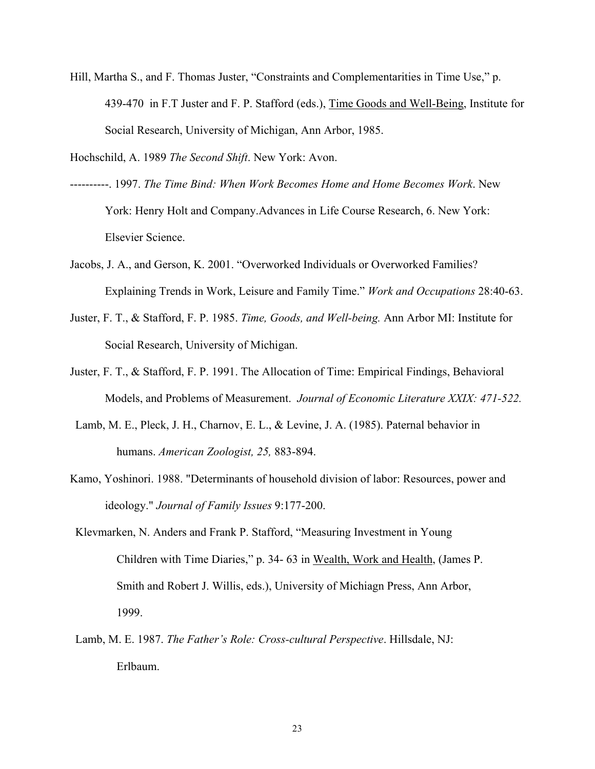Hill, Martha S., and F. Thomas Juster, "Constraints and Complementarities in Time Use," p. 439-470 in F.T Juster and F. P. Stafford (eds.), Time Goods and Well-Being, Institute for Social Research, University of Michigan, Ann Arbor, 1985.

Hochschild, A. 1989 *The Second Shift*. New York: Avon.

----------. 1997. *The Time Bind: When Work Becomes Home and Home Becomes Work*. New York: Henry Holt and Company.Advances in Life Course Research, 6. New York: Elsevier Science.

Jacobs, J. A., and Gerson, K. 2001. "Overworked Individuals or Overworked Families? Explaining Trends in Work, Leisure and Family Time." *Work and Occupations* 28:40-63.

Juster, F. T., & Stafford, F. P. 1985. *Time, Goods, and Well-being.* Ann Arbor MI: Institute for Social Research, University of Michigan.

Juster, F. T., & Stafford, F. P. 1991. The Allocation of Time: Empirical Findings, Behavioral Models, and Problems of Measurement. *Journal of Economic Literature XXIX: 471-522.*

Lamb, M. E., Pleck, J. H., Charnov, E. L., & Levine, J. A. (1985). Paternal behavior in humans. *American Zoologist, 25,* 883-894.

Kamo, Yoshinori. 1988. "Determinants of household division of labor: Resources, power and ideology." *Journal of Family Issues* 9:177-200.

Klevmarken, N. Anders and Frank P. Stafford, "Measuring Investment in Young Children with Time Diaries," p. 34- 63 in Wealth, Work and Health, (James P. Smith and Robert J. Willis, eds.), University of Michiagn Press, Ann Arbor, 1999.

Lamb, M. E. 1987. *The Father's Role: Cross-cultural Perspective*. Hillsdale, NJ: Erlbaum.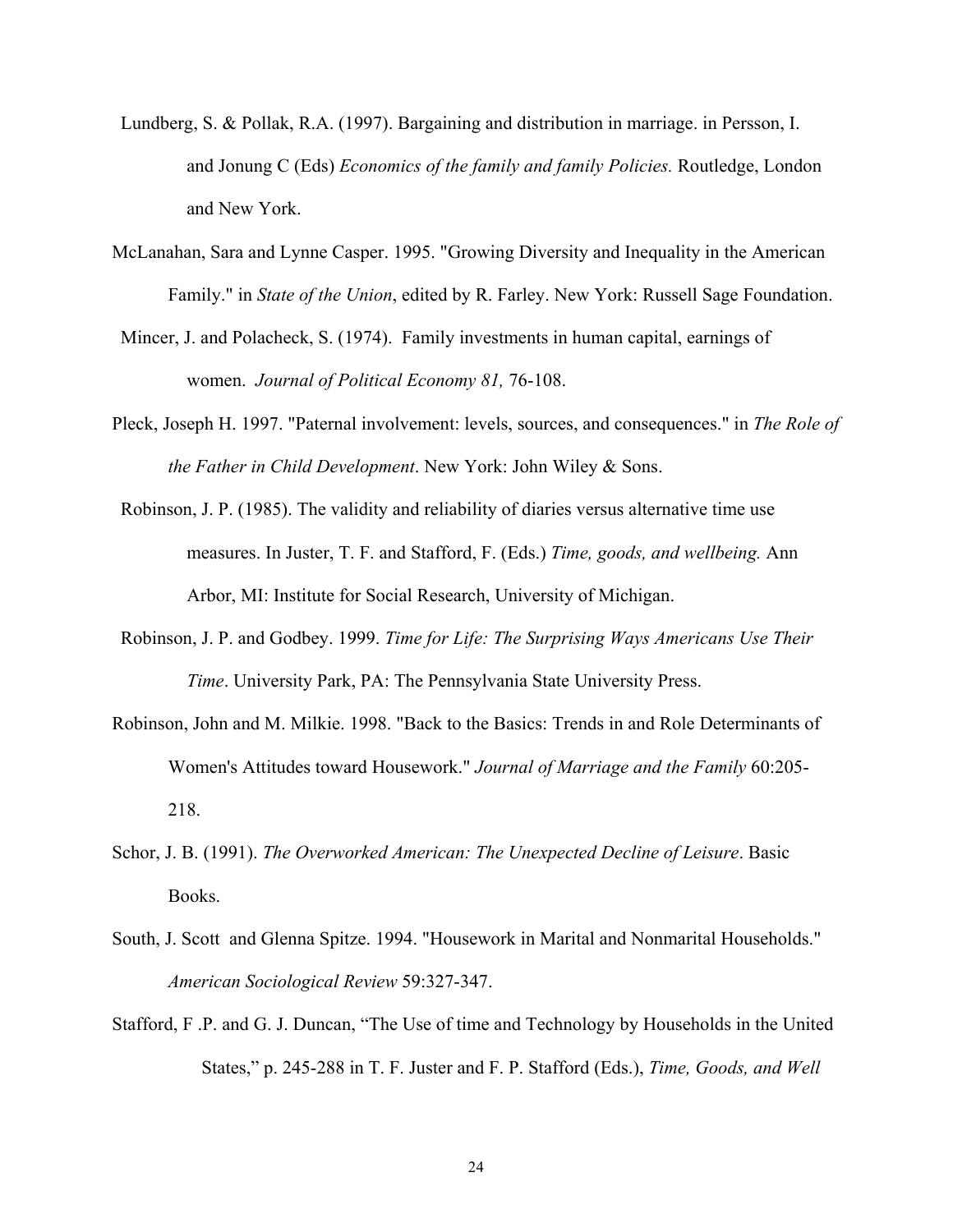Lundberg, S. & Pollak, R.A. (1997). Bargaining and distribution in marriage. in Persson, I. and Jonung C (Eds) *Economics of the family and family Policies.* Routledge, London and New York.

McLanahan, Sara and Lynne Casper. 1995. "Growing Diversity and Inequality in the American Family." in *State of the Union*, edited by R. Farley. New York: Russell Sage Foundation.

Mincer, J. and Polacheck, S. (1974). Family investments in human capital, earnings of women. *Journal of Political Economy 81,* 76-108.

Pleck, Joseph H. 1997. "Paternal involvement: levels, sources, and consequences." in *The Role of the Father in Child Development*. New York: John Wiley & Sons.

Robinson, J. P. (1985). The validity and reliability of diaries versus alternative time use measures. In Juster, T. F. and Stafford, F. (Eds.) *Time, goods, and wellbeing.* Ann Arbor, MI: Institute for Social Research, University of Michigan.

Robinson, J. P. and Godbey. 1999. *Time for Life: The Surprising Ways Americans Use Their Time*. University Park, PA: The Pennsylvania State University Press.

Robinson, John and M. Milkie. 1998. "Back to the Basics: Trends in and Role Determinants of Women's Attitudes toward Housework." *Journal of Marriage and the Family* 60:205-218.

Schor, J. B. (1991). *The Overworked American: The Unexpected Decline of Leisure*. Basic Books.

South, J. Scott and Glenna Spitze. 1994. "Housework in Marital and Nonmarital Households." *American Sociological Review* 59:327-347.

Stafford, F .P. and G. J. Duncan, "The Use of time and Technology by Households in the United States," p. 245-288 in T. F. Juster and F. P. Stafford (Eds.), *Time, Goods, and Well*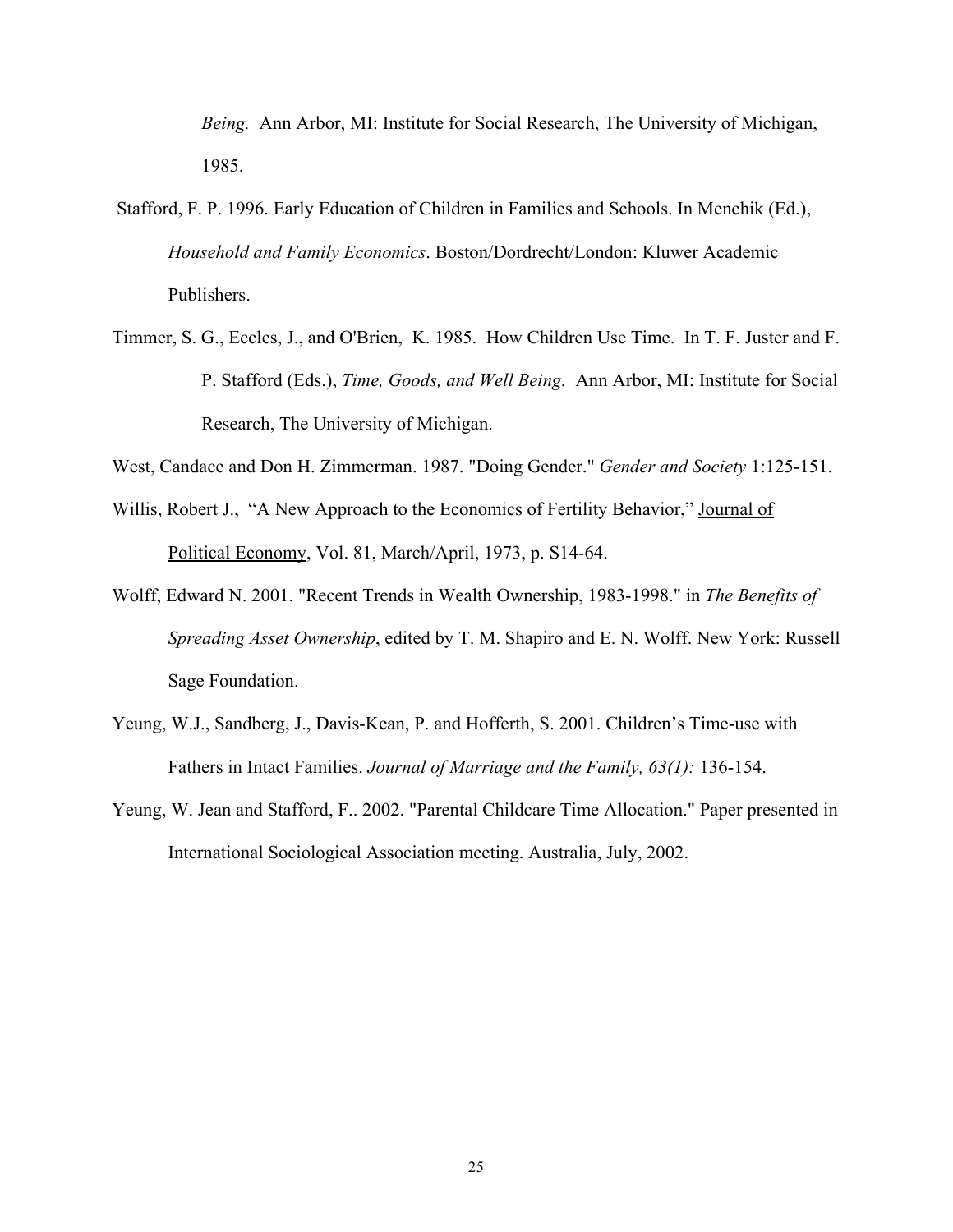*Being.* Ann Arbor, MI: Institute for Social Research, The University of Michigan, 1985.

Stafford, F. P. 1996. Early Education of Children in Families and Schools. In Menchik (Ed.), *Household and Family Economics*. Boston/Dordrecht/London: Kluwer Academic Publishers.

Timmer, S. G., Eccles, J., and O'Brien, K. 1985. How Children Use Time. In T. F. Juster and F. P. Stafford (Eds.), *Time, Goods, and Well Being.* Ann Arbor, MI: Institute for Social Research, The University of Michigan.

West, Candace and Don H. Zimmerman. 1987. "Doing Gender." *Gender and Society* 1:125-151.

Willis, Robert J., "A New Approach to the Economics of Fertility Behavior," Journal of Political Economy, Vol. 81, March/April, 1973, p. S14-64.

Wolff, Edward N. 2001. "Recent Trends in Wealth Ownership, 1983-1998." in *The Benefits of Spreading Asset Ownership*, edited by T. M. Shapiro and E. N. Wolff. New York: Russell Sage Foundation.

Yeung, W.J., Sandberg, J., Davis-Kean, P. and Hofferth, S. 2001. Children's Time-use with Fathers in Intact Families. *Journal of Marriage and the Family, 63(1):* 136-154.

Yeung, W. Jean and Stafford, F.. 2002. "Parental Childcare Time Allocation." Paper presented in International Sociological Association meeting. Australia, July, 2002.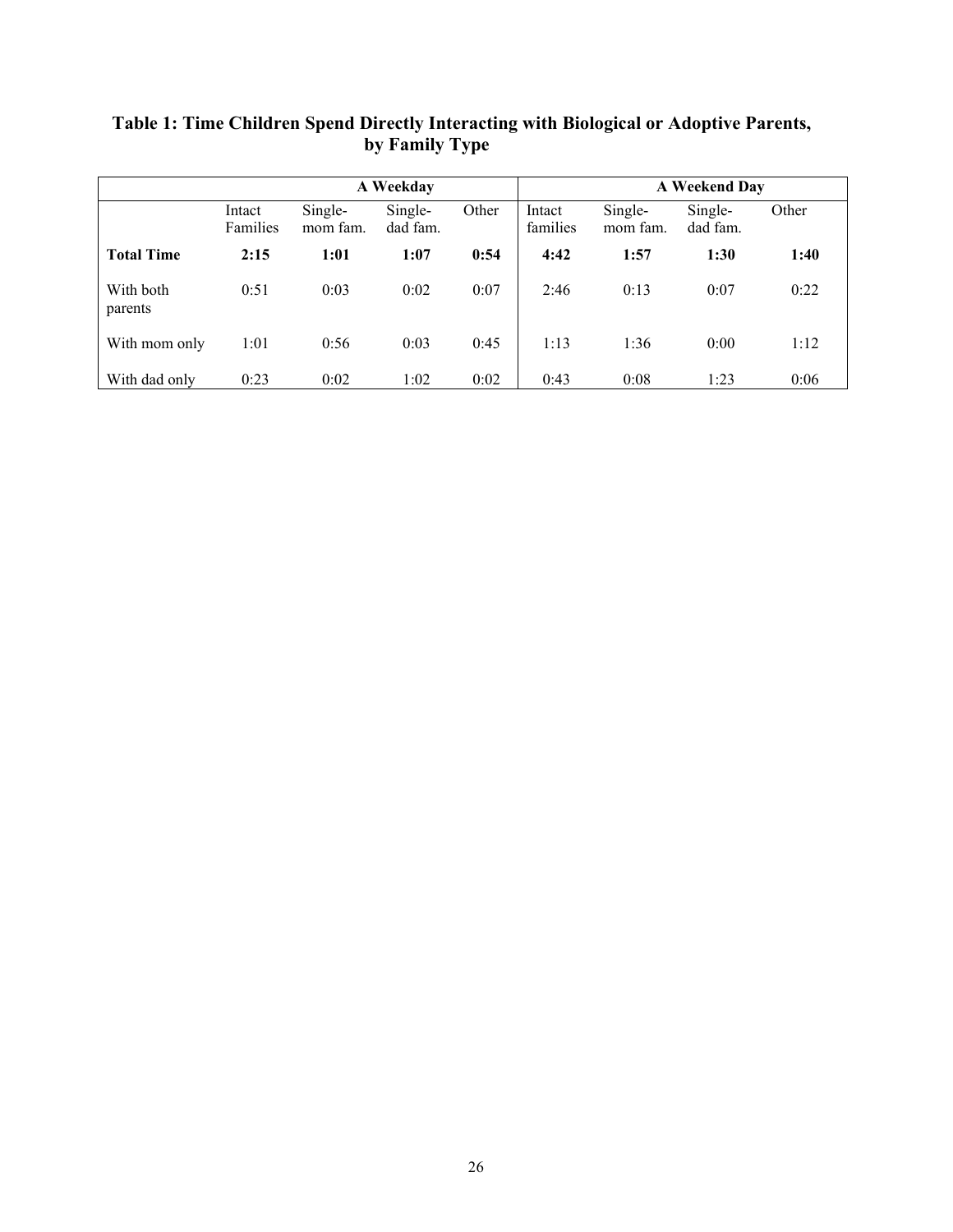**Table 1: Time Children Spend Directly Interacting with Biological or Adoptive Parents, by Family Type**

| | A Weekday | | | | A Weekend Day | | | |
|---|---|---|---|---|---|---|---|---|
| | Intact Families | Single-mom fam. | Single-dad fam. | Other | Intact families | Single-mom fam. | Single-dad fam. | Other |
| **Total Time** | **2:15** | **1:01** | **1:07** | **0:54** | **4:42** | **1:57** | **1:30** | **1:40** |
| With both parents | 0:51 | 0:03 | 0:02 | 0:07 | 2:46 | 0:13 | 0:07 | 0:22 |
| With mom only | 1:01 | 0:56 | 0:03 | 0:45 | 1:13 | 1:36 | 0:00 | 1:12 |
| With dad only | 0:23 | 0:02 | 1:02 | 0:02 | 0:43 | 0:08 | 1:23 | 0:06 |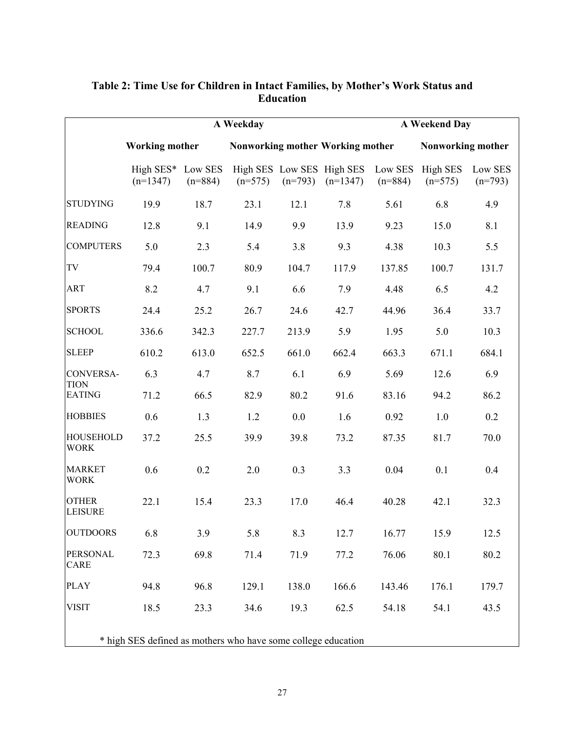**Table 2: Time Use for Children in Intact Families, by Mother's Work Status and Education**

| | A Weekday | | | | A Weekend Day | | | |
|---|---|---|---|---|---|---|---|---|
| | Working mother | | Nonworking mother | | Working mother | | Nonworking mother | |
| | High SES* (n=1347) | Low SES (n=884) | High SES (n=575) | Low SES (n=793) | High SES (n=1347) | Low SES (n=884) | High SES (n=575) | Low SES (n=793) |
| STUDYING | 19.9 | 18.7 | 23.1 | 12.1 | 7.8 | 5.61 | 6.8 | 4.9 |
| READING | 12.8 | 9.1 | 14.9 | 9.9 | 13.9 | 9.23 | 15.0 | 8.1 |
| COMPUTERS | 5.0 | 2.3 | 5.4 | 3.8 | 9.3 | 4.38 | 10.3 | 5.5 |
| TV | 79.4 | 100.7 | 80.9 | 104.7 | 117.9 | 137.85 | 100.7 | 131.7 |
| ART | 8.2 | 4.7 | 9.1 | 6.6 | 7.9 | 4.48 | 6.5 | 4.2 |
| SPORTS | 24.4 | 25.2 | 26.7 | 24.6 | 42.7 | 44.96 | 36.4 | 33.7 |
| SCHOOL | 336.6 | 342.3 | 227.7 | 213.9 | 5.9 | 1.95 | 5.0 | 10.3 |
| SLEEP | 610.2 | 613.0 | 652.5 | 661.0 | 662.4 | 663.3 | 671.1 | 684.1 |
| CONVERSATION | 6.3 | 4.7 | 8.7 | 6.1 | 6.9 | 5.69 | 12.6 | 6.9 |
| EATING | 71.2 | 66.5 | 82.9 | 80.2 | 91.6 | 83.16 | 94.2 | 86.2 |
| HOBBIES | 0.6 | 1.3 | 1.2 | 0.0 | 1.6 | 0.92 | 1.0 | 0.2 |
| HOUSEHOLD WORK | 37.2 | 25.5 | 39.9 | 39.8 | 73.2 | 87.35 | 81.7 | 70.0 |
| MARKET WORK | 0.6 | 0.2 | 2.0 | 0.3 | 3.3 | 0.04 | 0.1 | 0.4 |
| OTHER LEISURE | 22.1 | 15.4 | 23.3 | 17.0 | 46.4 | 40.28 | 42.1 | 32.3 |
| OUTDOORS | 6.8 | 3.9 | 5.8 | 8.3 | 12.7 | 16.77 | 15.9 | 12.5 |
| PERSONAL CARE | 72.3 | 69.8 | 71.4 | 71.9 | 77.2 | 76.06 | 80.1 | 80.2 |
| PLAY | 94.8 | 96.8 | 129.1 | 138.0 | 166.6 | 143.46 | 176.1 | 179.7 |
| VISIT | 18.5 | 23.3 | 34.6 | 19.3 | 62.5 | 54.18 | 54.1 | 43.5 |

* high SES defined as mothers who have some college education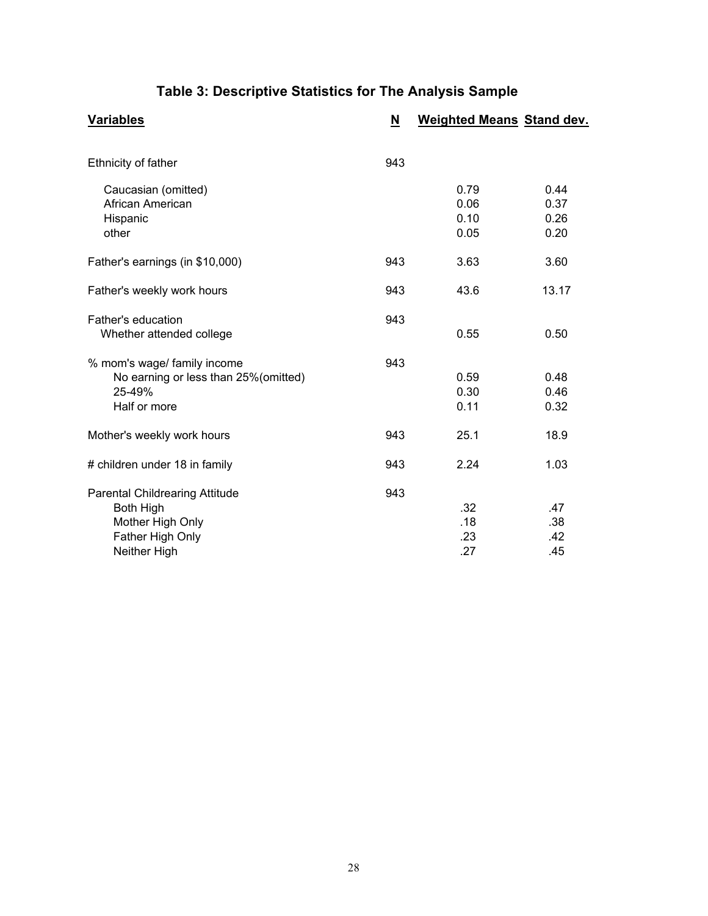## Table 3: Descriptive Statistics for The Analysis Sample

| Variables | N | Weighted Means | Stand dev. |
|---|---|---|---|
| Ethnicity of father | 943 | | |
| Caucasian (omitted) | | 0.79 | 0.44 |
| African American | | 0.06 | 0.37 |
| Hispanic | | 0.10 | 0.26 |
| other | | 0.05 | 0.20 |
| Father's earnings (in $10,000) | 943 | 3.63 | 3.60 |
| Father's weekly work hours | 943 | 43.6 | 13.17 |
| Father's education | 943 | | |
| Whether attended college | | 0.55 | 0.50 |
| % mom's wage/ family income | 943 | | |
| No earning or less than 25%(omitted) | | 0.59 | 0.48 |
| 25-49% | | 0.30 | 0.46 |
| Half or more | | 0.11 | 0.32 |
| Mother's weekly work hours | 943 | 25.1 | 18.9 |
| # children under 18 in family | 943 | 2.24 | 1.03 |
| Parental Childrearing Attitude | 943 | | |
| Both High | | .32 | .47 |
| Mother High Only | | .18 | .38 |
| Father High Only | | .23 | .42 |
| Neither High | | .27 | .45 |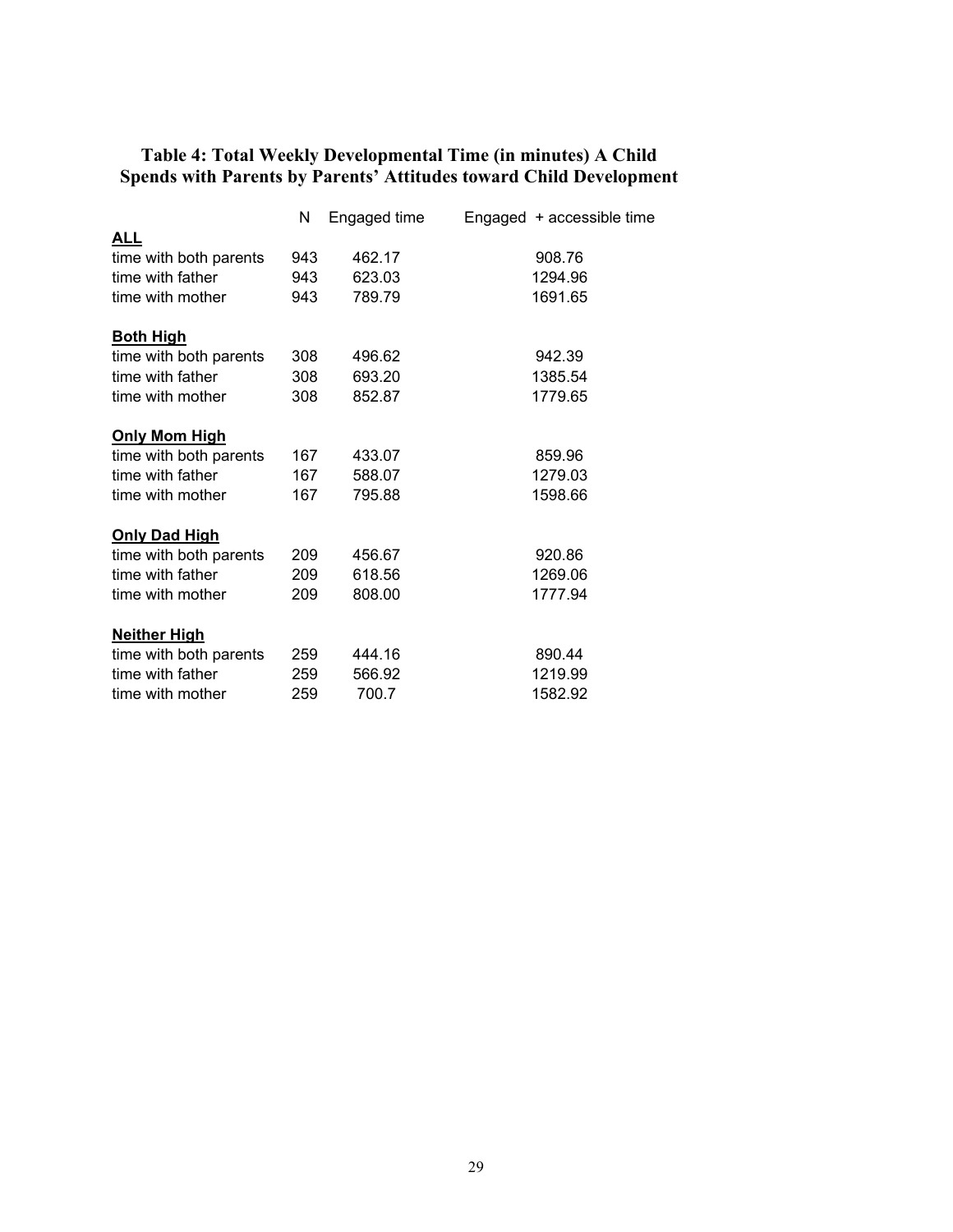### Table 4: Total Weekly Developmental Time (in minutes) A Child Spends with Parents by Parents' Attitudes toward Child Development

| | N | Engaged time | Engaged + accessible time |
|---|---|---|---|
| **ALL** | | | |
| time with both parents | 943 | 462.17 | 908.76 |
| time with father | 943 | 623.03 | 1294.96 |
| time with mother | 943 | 789.79 | 1691.65 |
| **Both High** | | | |
| time with both parents | 308 | 496.62 | 942.39 |
| time with father | 308 | 693.20 | 1385.54 |
| time with mother | 308 | 852.87 | 1779.65 |
| **Only Mom High** | | | |
| time with both parents | 167 | 433.07 | 859.96 |
| time with father | 167 | 588.07 | 1279.03 |
| time with mother | 167 | 795.88 | 1598.66 |
| **Only Dad High** | | | |
| time with both parents | 209 | 456.67 | 920.86 |
| time with father | 209 | 618.56 | 1269.06 |
| time with mother | 209 | 808.00 | 1777.94 |
| **Neither High** | | | |
| time with both parents | 259 | 444.16 | 890.44 |
| time with father | 259 | 566.92 | 1219.99 |
| time with mother | 259 | 700.7 | 1582.92 |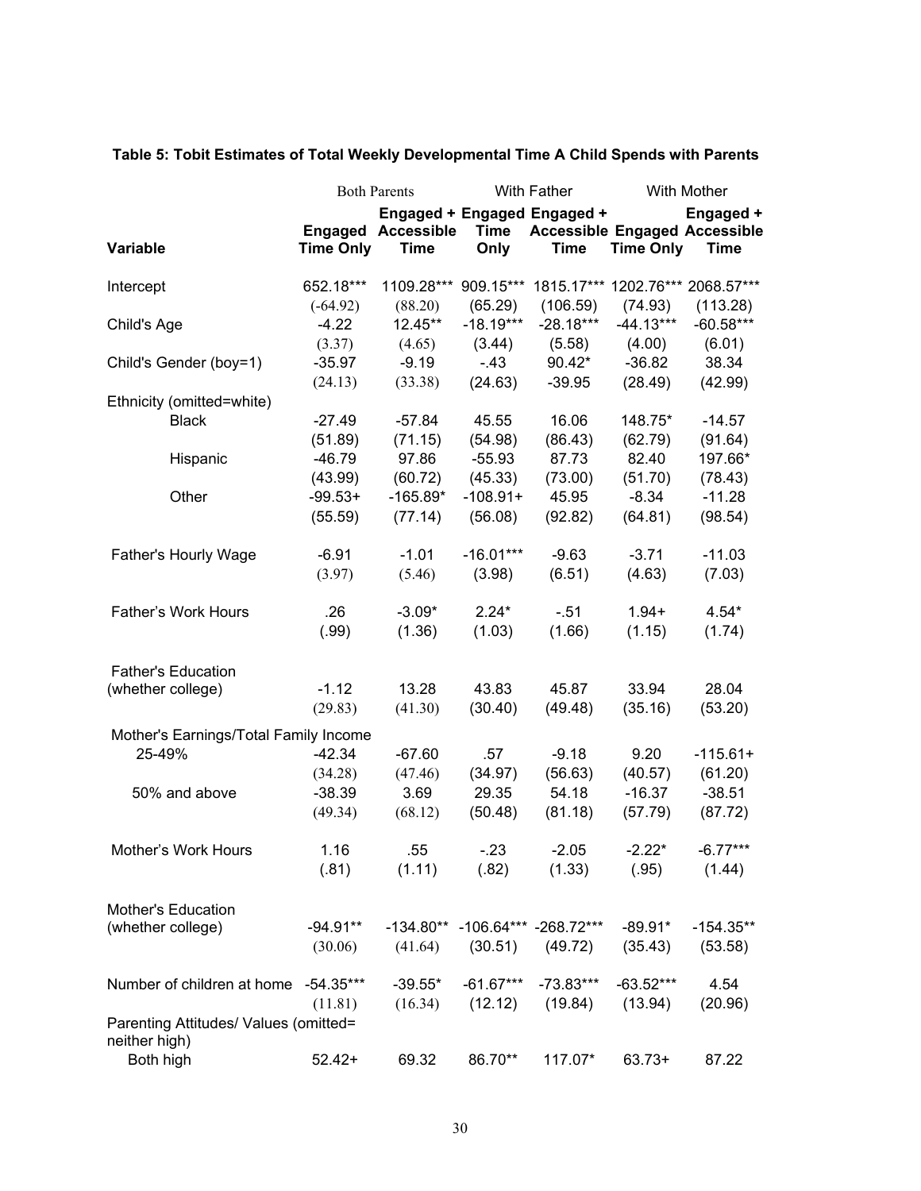**Table 5: Tobit Estimates of Total Weekly Developmental Time A Child Spends with Parents**

| | Both Parents | | With Father | | With Mother | |
|---|---|---|---|---|---|---|
| **Variable** | **Engaged Time Only** | **Engaged + Accessible Time** | **Engaged Time Only** | **Engaged + Accessible Time** | **Engaged Time Only** | **Engaged + Accessible Time** |
| Intercept | 652.18*** | 1109.28*** | 909.15*** | 1815.17*** | 1202.76*** | 2068.57*** |
| | (-64.92) | (88.20) | (65.29) | (106.59) | (74.93) | (113.28) |
| Child's Age | -4.22 | 12.45** | -18.19*** | -28.18*** | -44.13*** | -60.58*** |
| | (3.37) | (4.65) | (3.44) | (5.58) | (4.00) | (6.01) |
| Child's Gender (boy=1) | -35.97 | -9.19 | -.43 | 90.42* | -36.82 | 38.34 |
| | (24.13) | (33.38) | (24.63) | -39.95 | (28.49) | (42.99) |
| Ethnicity (omitted=white) | | | | | | |
| Black | -27.49 | -57.84 | 45.55 | 16.06 | 148.75* | -14.57 |
| | (51.89) | (71.15) | (54.98) | (86.43) | (62.79) | (91.64) |
| Hispanic | -46.79 | 97.86 | -55.93 | 87.73 | 82.40 | 197.66* |
| | (43.99) | (60.72) | (45.33) | (73.00) | (51.70) | (78.43) |
| Other | -99.53+ | -165.89* | -108.91+ | 45.95 | -8.34 | -11.28 |
| | (55.59) | (77.14) | (56.08) | (92.82) | (64.81) | (98.54) |
| Father's Hourly Wage | -6.91 | -1.01 | -16.01*** | -9.63 | -3.71 | -11.03 |
| | (3.97) | (5.46) | (3.98) | (6.51) | (4.63) | (7.03) |
| Father's Work Hours | .26 | -3.09* | 2.24* | -.51 | 1.94+ | 4.54* |
| | (.99) | (1.36) | (1.03) | (1.66) | (1.15) | (1.74) |
| Father's Education (whether college) | -1.12 | 13.28 | 43.83 | 45.87 | 33.94 | 28.04 |
| | (29.83) | (41.30) | (30.40) | (49.48) | (35.16) | (53.20) |
| Mother's Earnings/Total Family Income | | | | | | |
| 25-49% | -42.34 | -67.60 | .57 | -9.18 | 9.20 | -115.61+ |
| | (34.28) | (47.46) | (34.97) | (56.63) | (40.57) | (61.20) |
| 50% and above | -38.39 | 3.69 | 29.35 | 54.18 | -16.37 | -38.51 |
| | (49.34) | (68.12) | (50.48) | (81.18) | (57.79) | (87.72) |
| Mother's Work Hours | 1.16 | .55 | -.23 | -2.05 | -2.22* | -6.77*** |
| | (.81) | (1.11) | (.82) | (1.33) | (.95) | (1.44) |
| Mother's Education (whether college) | -94.91** | -134.80** | -106.64*** | -268.72*** | -89.91* | -154.35** |
| | (30.06) | (41.64) | (30.51) | (49.72) | (35.43) | (53.58) |
| Number of children at home | -54.35*** | -39.55* | -61.67*** | -73.83*** | -63.52*** | 4.54 |
| | (11.81) | (16.34) | (12.12) | (19.84) | (13.94) | (20.96) |
| Parenting Attitudes/ Values (omitted= neither high) | | | | | | |
| Both high | 52.42+ | 69.32 | 86.70** | 117.07* | 63.73+ | 87.22 |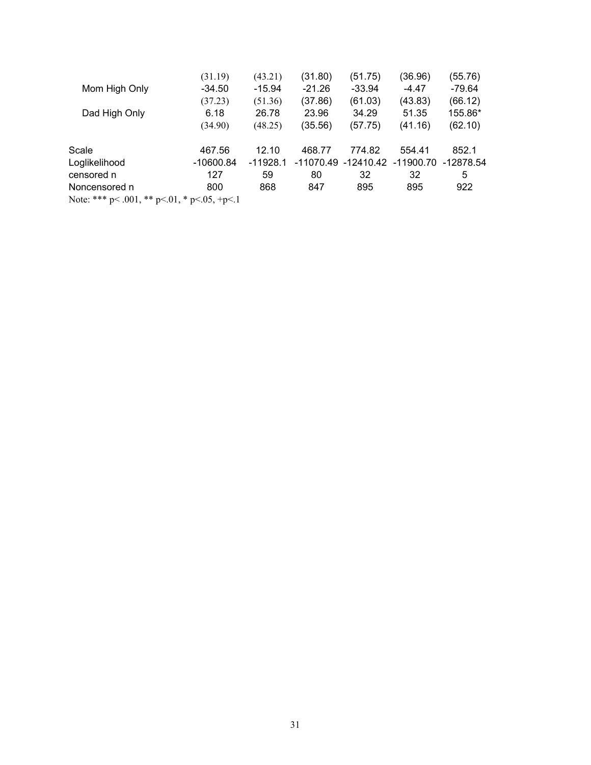| | | | | | | |
|---|---|---|---|---|---|---|
| | (31.19) | (43.21) | (31.80) | (51.75) | (36.96) | (55.76) |
| Mom High Only | -34.50 | -15.94 | -21.26 | -33.94 | -4.47 | -79.64 |
| | (37.23) | (51.36) | (37.86) | (61.03) | (43.83) | (66.12) |
| Dad High Only | 6.18 | 26.78 | 23.96 | 34.29 | 51.35 | 155.86* |
| | (34.90) | (48.25) | (35.56) | (57.75) | (41.16) | (62.10) |
| Scale | 467.56 | 12.10 | 468.77 | 774.82 | 554.41 | 852.1 |
| Loglikelihood | -10600.84 | -11928.1 | -11070.49 | -12410.42 | -11900.70 | -12878.54 |
| censored n | 127 | 59 | 80 | 32 | 32 | 5 |
| Noncensored n | 800 | 868 | 847 | 895 | 895 | 922 |

Note: *** p< .001, ** p<.01, * p<.05, +p<.1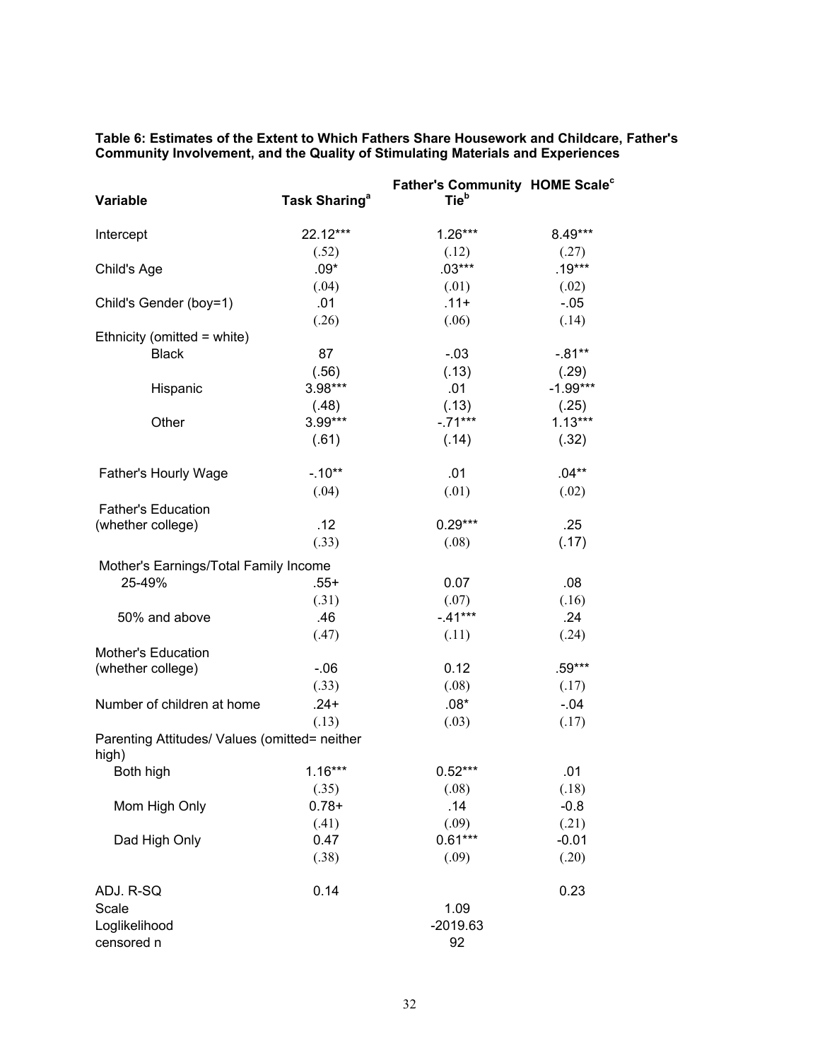**Table 6: Estimates of the Extent to Which Fathers Share Housework and Childcare, Father's Community Involvement, and the Quality of Stimulating Materials and Experiences**

| Variable | Task Sharing[a] | Father's Community Tie[b] | HOME Scale[c] |
|---|---|---|---|
| Intercept | 22.12*** | 1.26*** | 8.49*** |
| | (.52) | (.12) | (.27) |
| Child's Age | .09* | .03*** | .19*** |
| | (.04) | (.01) | (.02) |
| Child's Gender (boy=1) | .01 | .11+ | -.05 |
| | (.26) | (.06) | (.14) |
| Ethnicity (omitted = white) | | | |
| Black | 87 | -.03 | -.81** |
| | (.56) | (.13) | (.29) |
| Hispanic | 3.98*** | .01 | -1.99*** |
| | (.48) | (.13) | (.25) |
| Other | 3.99*** | -.71*** | 1.13*** |
| | (.61) | (.14) | (.32) |
| Father's Hourly Wage | -.10** | .01 | .04** |
| | (.04) | (.01) | (.02) |
| Father's Education (whether college) | .12 | 0.29*** | .25 |
| | (.33) | (.08) | (.17) |
| Mother's Earnings/Total Family Income | | | |
| 25-49% | .55+ | 0.07 | .08 |
| | (.31) | (.07) | (.16) |
| 50% and above | .46 | -.41*** | .24 |
| | (.47) | (.11) | (.24) |
| Mother's Education (whether college) | -.06 | 0.12 | .59*** |
| | (.33) | (.08) | (.17) |
| Number of children at home | .24+ | .08* | -.04 |
| | (.13) | (.03) | (.17) |
| Parenting Attitudes/ Values (omitted= neither high) | | | |
| Both high | 1.16*** | 0.52*** | .01 |
| | (.35) | (.08) | (.18) |
| Mom High Only | 0.78+ | .14 | -0.8 |
| | (.41) | (.09) | (.21) |
| Dad High Only | 0.47 | 0.61*** | -0.01 |
| | (.38) | (.09) | (.20) |
| ADJ. R-SQ | 0.14 | | 0.23 |
| Scale | | 1.09 | |
| Loglikelihood | | -2019.63 | |
| censored n | | 92 | |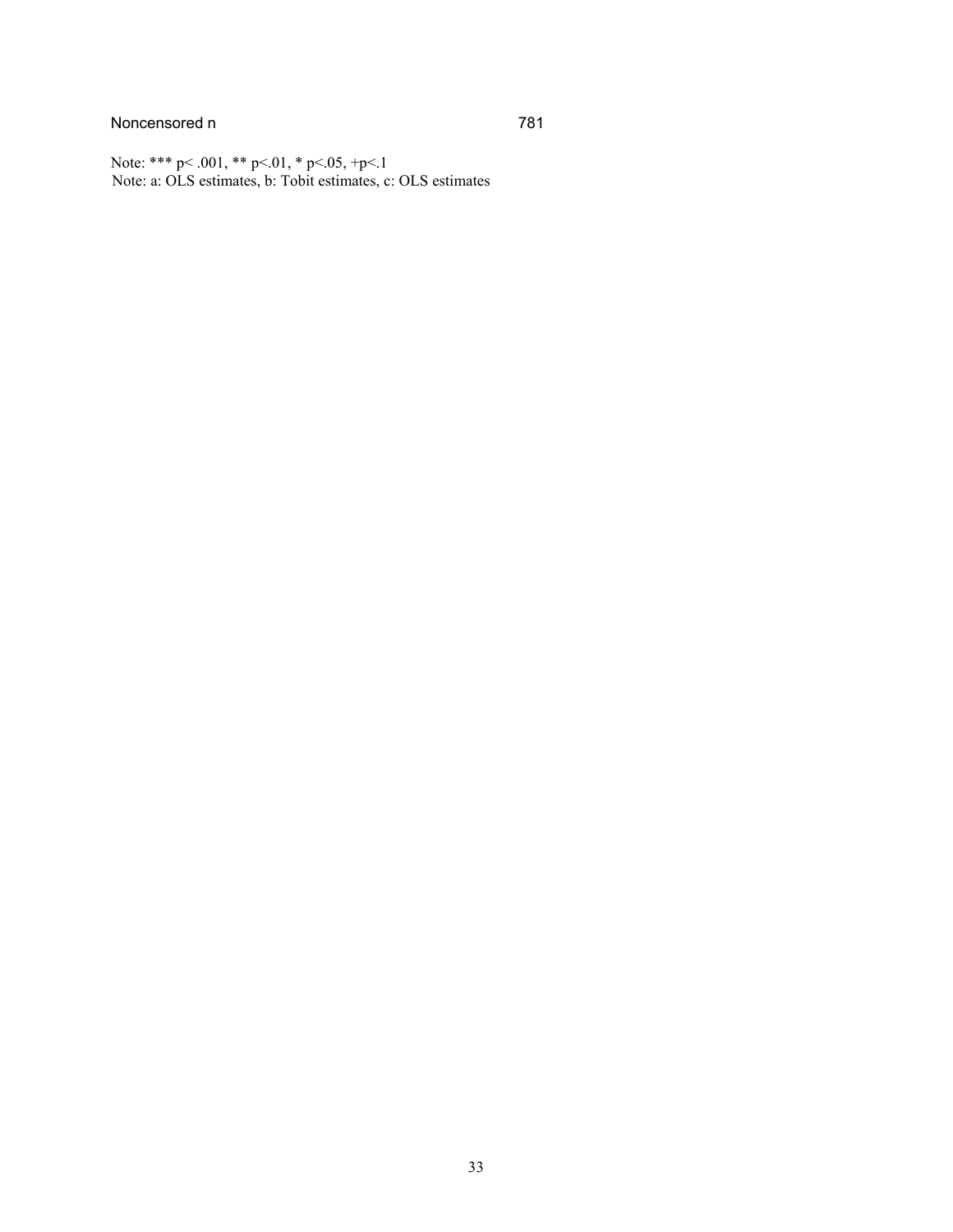| | |
|---|---|
| Noncensored n | 781 |

Note: *** p< .001, ** p<.01, * p<.05, +p<.1

Note: a: OLS estimates, b: Tobit estimates, c: OLS estimates